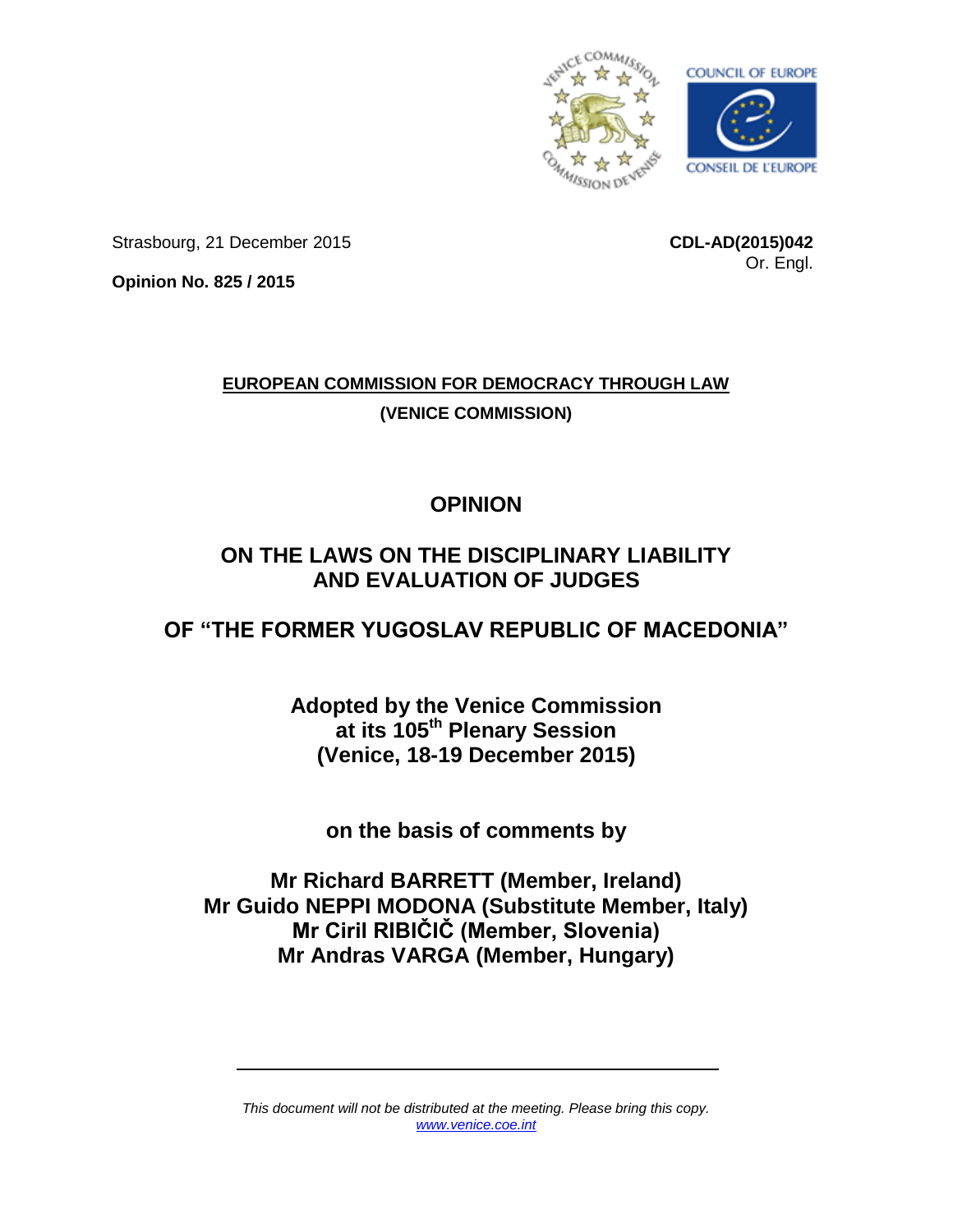Strasbourg, 21 December 2015

**CDL-AD(2015)042**

Or. Engl.

**Opinion No. 825 / 2015**

**EUROPEAN COMMISSION FOR DEMOCRACY THROUGH LAW**

**(VENICE COMMISSION)**

# OPINION

# ON THE LAWS ON THE DISCIPLINARY LIABILITY AND EVALUATION OF JUDGES

# OF "THE FORMER YUGOSLAV REPUBLIC OF MACEDONIA"

**Adopted by the Venice Commission at its 105th Plenary Session (Venice, 18-19 December 2015)**

**on the basis of comments by**

**Mr Richard BARRETT (Member, Ireland)**
**Mr Guido NEPPI MODONA (Substitute Member, Italy)**
**Mr Ciril RIBIČIČ (Member, Slovenia)**
**Mr Andras VARGA (Member, Hungary)**

---

*This document will not be distributed at the meeting. Please bring this copy.*
*www.venice.coe.int*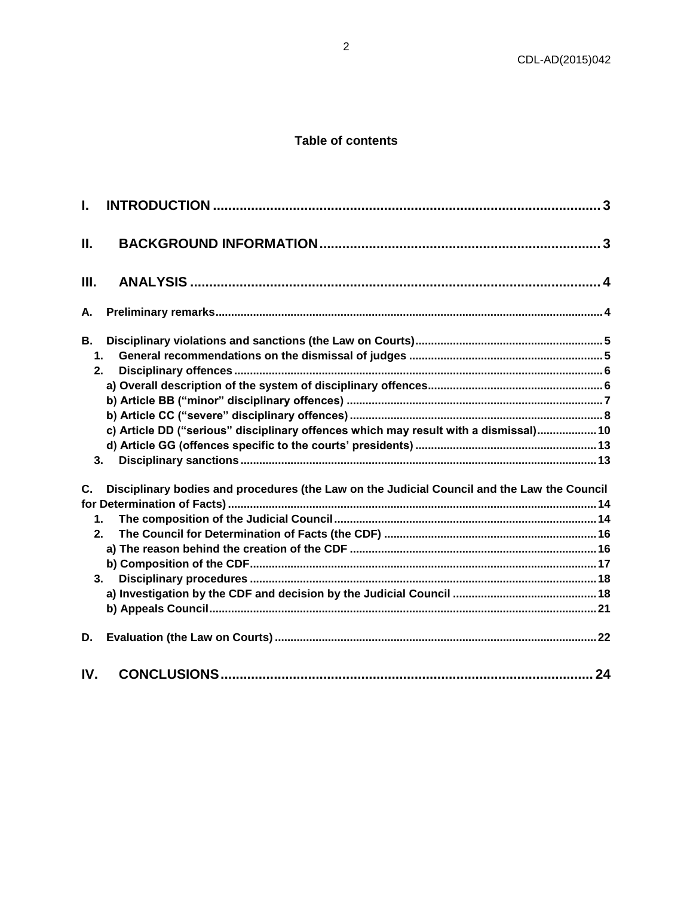**Table of contents**

I. INTRODUCTION ..... 3

II. BACKGROUND INFORMATION ..... 3

III. ANALYSIS ..... 4

A. Preliminary remarks ..... 4

B. Disciplinary violations and sanctions (the Law on Courts) ..... 5
  1. General recommendations on the dismissal of judges ..... 5
  2. Disciplinary offences ..... 6
    a) Overall description of the system of disciplinary offences ..... 6
    b) Article BB ("minor" disciplinary offences) ..... 7
    b) Article CC ("severe" disciplinary offences) ..... 8
    c) Article DD ("serious" disciplinary offences which may result with a dismissal) ..... 10
    d) Article GG (offences specific to the courts' presidents) ..... 13
  3. Disciplinary sanctions ..... 13

C. Disciplinary bodies and procedures (the Law on the Judicial Council and the Law the Council for Determination of Facts) ..... 14
  1. The composition of the Judicial Council ..... 14
  2. The Council for Determination of Facts (the CDF) ..... 16
    a) The reason behind the creation of the CDF ..... 16
    b) Composition of the CDF ..... 17
  3. Disciplinary procedures ..... 18
    a) Investigation by the CDF and decision by the Judicial Council ..... 18
    b) Appeals Council ..... 21

D. Evaluation (the Law on Courts) ..... 22

IV. CONCLUSIONS ..... 24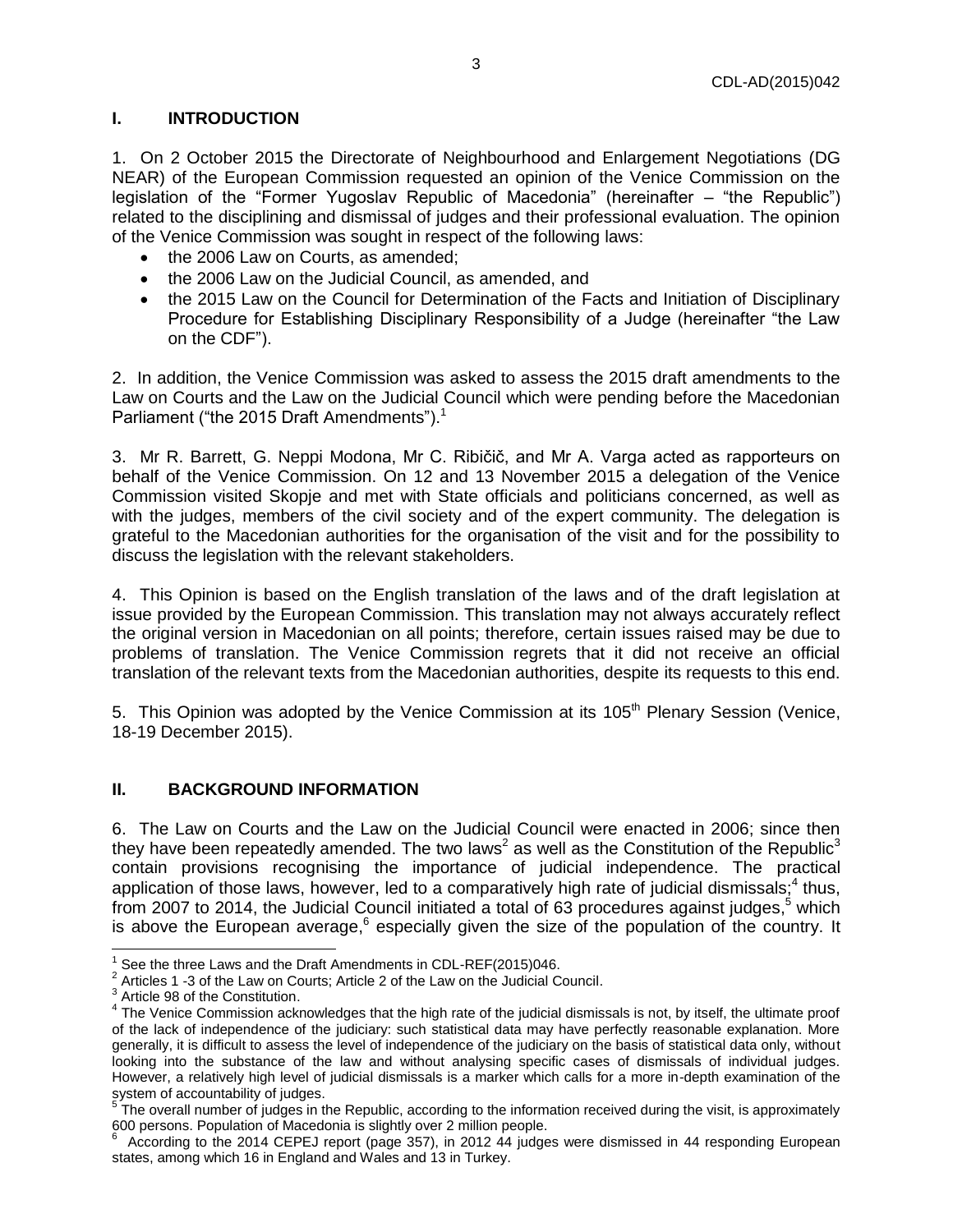## I. INTRODUCTION

1. On 2 October 2015 the Directorate of Neighbourhood and Enlargement Negotiations (DG NEAR) of the European Commission requested an opinion of the Venice Commission on the legislation of the "Former Yugoslav Republic of Macedonia" (hereinafter – "the Republic") related to the disciplining and dismissal of judges and their professional evaluation. The opinion of the Venice Commission was sought in respect of the following laws:

- the 2006 Law on Courts, as amended;
- the 2006 Law on the Judicial Council, as amended, and
- the 2015 Law on the Council for Determination of the Facts and Initiation of Disciplinary Procedure for Establishing Disciplinary Responsibility of a Judge (hereinafter "the Law on the CDF").

2. In addition, the Venice Commission was asked to assess the 2015 draft amendments to the Law on Courts and the Law on the Judicial Council which were pending before the Macedonian Parliament ("the 2015 Draft Amendments").[1]

3. Mr R. Barrett, G. Neppi Modona, Mr C. Ribičič, and Mr A. Varga acted as rapporteurs on behalf of the Venice Commission. On 12 and 13 November 2015 a delegation of the Venice Commission visited Skopje and met with State officials and politicians concerned, as well as with the judges, members of the civil society and of the expert community. The delegation is grateful to the Macedonian authorities for the organisation of the visit and for the possibility to discuss the legislation with the relevant stakeholders.

4. This Opinion is based on the English translation of the laws and of the draft legislation at issue provided by the European Commission. This translation may not always accurately reflect the original version in Macedonian on all points; therefore, certain issues raised may be due to problems of translation. The Venice Commission regrets that it did not receive an official translation of the relevant texts from the Macedonian authorities, despite its requests to this end.

5. This Opinion was adopted by the Venice Commission at its 105th Plenary Session (Venice, 18-19 December 2015).

## II. BACKGROUND INFORMATION

6. The Law on Courts and the Law on the Judicial Council were enacted in 2006; since then they have been repeatedly amended. The two laws[2] as well as the Constitution of the Republic[3] contain provisions recognising the importance of judicial independence. The practical application of those laws, however, led to a comparatively high rate of judicial dismissals;[4] thus, from 2007 to 2014, the Judicial Council initiated a total of 63 procedures against judges,[5] which is above the European average,[6] especially given the size of the population of the country. It

---

[1] See the three Laws and the Draft Amendments in CDL-REF(2015)046.

[2] Articles 1 -3 of the Law on Courts; Article 2 of the Law on the Judicial Council.

[3] Article 98 of the Constitution.

[4] The Venice Commission acknowledges that the high rate of the judicial dismissals is not, by itself, the ultimate proof of the lack of independence of the judiciary: such statistical data may have perfectly reasonable explanation. More generally, it is difficult to assess the level of independence of the judiciary on the basis of statistical data only, without looking into the substance of the law and without analysing specific cases of dismissals of individual judges. However, a relatively high level of judicial dismissals is a marker which calls for a more in-depth examination of the system of accountability of judges.

[5] The overall number of judges in the Republic, according to the information received during the visit, is approximately 600 persons. Population of Macedonia is slightly over 2 million people.

[6] According to the 2014 CEPEJ report (page 357), in 2012 44 judges were dismissed in 44 responding European states, among which 16 in England and Wales and 13 in Turkey.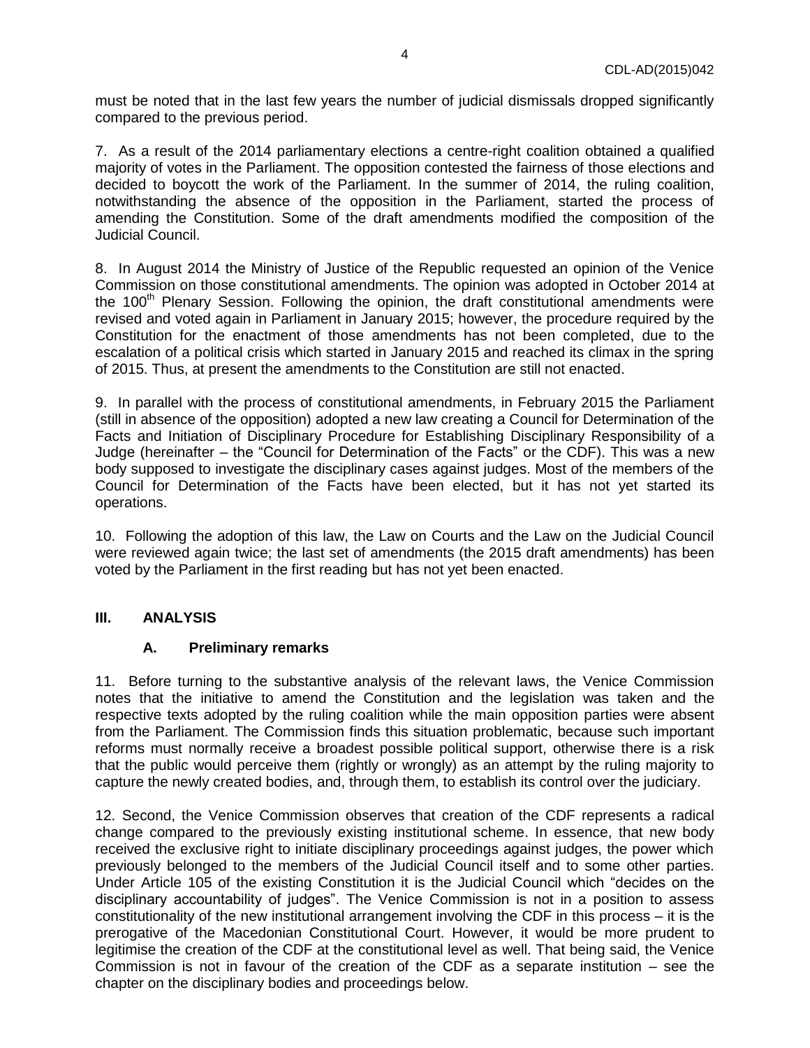must be noted that in the last few years the number of judicial dismissals dropped significantly compared to the previous period.

7. As a result of the 2014 parliamentary elections a centre-right coalition obtained a qualified majority of votes in the Parliament. The opposition contested the fairness of those elections and decided to boycott the work of the Parliament. In the summer of 2014, the ruling coalition, notwithstanding the absence of the opposition in the Parliament, started the process of amending the Constitution. Some of the draft amendments modified the composition of the Judicial Council.

8. In August 2014 the Ministry of Justice of the Republic requested an opinion of the Venice Commission on those constitutional amendments. The opinion was adopted in October 2014 at the 100th Plenary Session. Following the opinion, the draft constitutional amendments were revised and voted again in Parliament in January 2015; however, the procedure required by the Constitution for the enactment of those amendments has not been completed, due to the escalation of a political crisis which started in January 2015 and reached its climax in the spring of 2015. Thus, at present the amendments to the Constitution are still not enacted.

9. In parallel with the process of constitutional amendments, in February 2015 the Parliament (still in absence of the opposition) adopted a new law creating a Council for Determination of the Facts and Initiation of Disciplinary Procedure for Establishing Disciplinary Responsibility of a Judge (hereinafter – the "Council for Determination of the Facts" or the CDF). This was a new body supposed to investigate the disciplinary cases against judges. Most of the members of the Council for Determination of the Facts have been elected, but it has not yet started its operations.

10. Following the adoption of this law, the Law on Courts and the Law on the Judicial Council were reviewed again twice; the last set of amendments (the 2015 draft amendments) has been voted by the Parliament in the first reading but has not yet been enacted.

## III. ANALYSIS

### A. Preliminary remarks

11. Before turning to the substantive analysis of the relevant laws, the Venice Commission notes that the initiative to amend the Constitution and the legislation was taken and the respective texts adopted by the ruling coalition while the main opposition parties were absent from the Parliament. The Commission finds this situation problematic, because such important reforms must normally receive a broadest possible political support, otherwise there is a risk that the public would perceive them (rightly or wrongly) as an attempt by the ruling majority to capture the newly created bodies, and, through them, to establish its control over the judiciary.

12. Second, the Venice Commission observes that creation of the CDF represents a radical change compared to the previously existing institutional scheme. In essence, that new body received the exclusive right to initiate disciplinary proceedings against judges, the power which previously belonged to the members of the Judicial Council itself and to some other parties. Under Article 105 of the existing Constitution it is the Judicial Council which "decides on the disciplinary accountability of judges". The Venice Commission is not in a position to assess constitutionality of the new institutional arrangement involving the CDF in this process – it is the prerogative of the Macedonian Constitutional Court. However, it would be more prudent to legitimise the creation of the CDF at the constitutional level as well. That being said, the Venice Commission is not in favour of the creation of the CDF as a separate institution – see the chapter on the disciplinary bodies and proceedings below.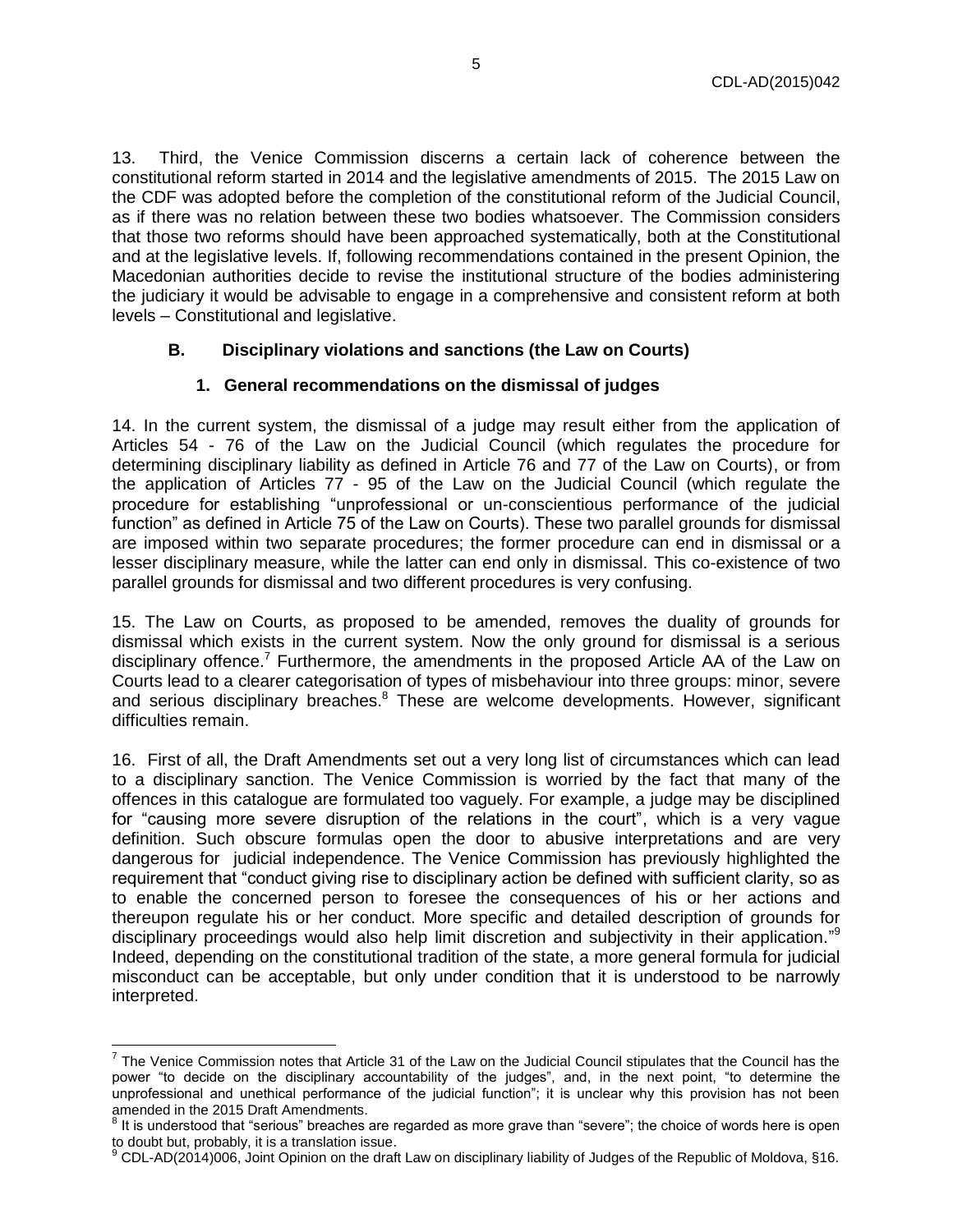13. Third, the Venice Commission discerns a certain lack of coherence between the constitutional reform started in 2014 and the legislative amendments of 2015. The 2015 Law on the CDF was adopted before the completion of the constitutional reform of the Judicial Council, as if there was no relation between these two bodies whatsoever. The Commission considers that those two reforms should have been approached systematically, both at the Constitutional and at the legislative levels. If, following recommendations contained in the present Opinion, the Macedonian authorities decide to revise the institutional structure of the bodies administering the judiciary it would be advisable to engage in a comprehensive and consistent reform at both levels – Constitutional and legislative.

## B. Disciplinary violations and sanctions (the Law on Courts)

### 1. General recommendations on the dismissal of judges

14. In the current system, the dismissal of a judge may result either from the application of Articles 54 - 76 of the Law on the Judicial Council (which regulates the procedure for determining disciplinary liability as defined in Article 76 and 77 of the Law on Courts), or from the application of Articles 77 - 95 of the Law on the Judicial Council (which regulate the procedure for establishing "unprofessional or un-conscientious performance of the judicial function" as defined in Article 75 of the Law on Courts). These two parallel grounds for dismissal are imposed within two separate procedures; the former procedure can end in dismissal or a lesser disciplinary measure, while the latter can end only in dismissal. This co-existence of two parallel grounds for dismissal and two different procedures is very confusing.

15. The Law on Courts, as proposed to be amended, removes the duality of grounds for dismissal which exists in the current system. Now the only ground for dismissal is a serious disciplinary offence.[7] Furthermore, the amendments in the proposed Article AA of the Law on Courts lead to a clearer categorisation of types of misbehaviour into three groups: minor, severe and serious disciplinary breaches.[8] These are welcome developments. However, significant difficulties remain.

16. First of all, the Draft Amendments set out a very long list of circumstances which can lead to a disciplinary sanction. The Venice Commission is worried by the fact that many of the offences in this catalogue are formulated too vaguely. For example, a judge may be disciplined for "causing more severe disruption of the relations in the court", which is a very vague definition. Such obscure formulas open the door to abusive interpretations and are very dangerous for judicial independence. The Venice Commission has previously highlighted the requirement that "conduct giving rise to disciplinary action be defined with sufficient clarity, so as to enable the concerned person to foresee the consequences of his or her actions and thereupon regulate his or her conduct. More specific and detailed description of grounds for disciplinary proceedings would also help limit discretion and subjectivity in their application."[9] Indeed, depending on the constitutional tradition of the state, a more general formula for judicial misconduct can be acceptable, but only under condition that it is understood to be narrowly interpreted.

---

[7] The Venice Commission notes that Article 31 of the Law on the Judicial Council stipulates that the Council has the power "to decide on the disciplinary accountability of the judges", and, in the next point, "to determine the unprofessional and unethical performance of the judicial function"; it is unclear why this provision has not been amended in the 2015 Draft Amendments.

[8] It is understood that "serious" breaches are regarded as more grave than "severe"; the choice of words here is open to doubt but, probably, it is a translation issue.

[9] CDL-AD(2014)006, Joint Opinion on the draft Law on disciplinary liability of Judges of the Republic of Moldova, §16.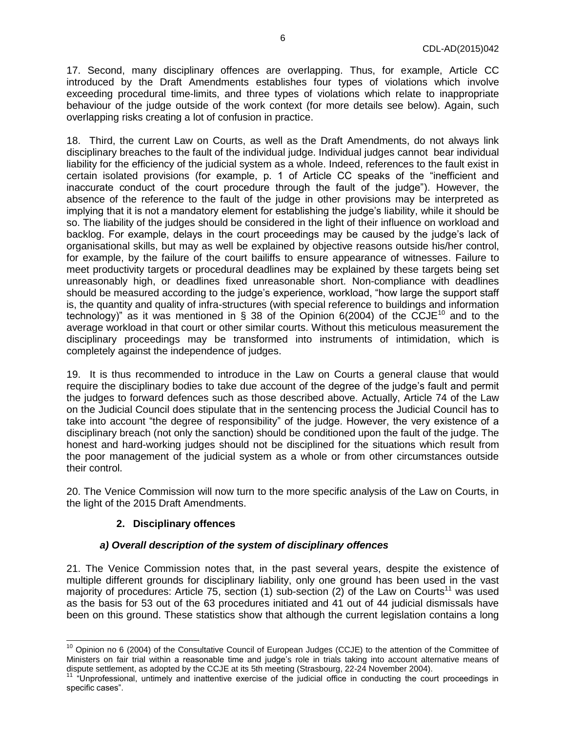17. Second, many disciplinary offences are overlapping. Thus, for example, Article CC introduced by the Draft Amendments establishes four types of violations which involve exceeding procedural time-limits, and three types of violations which relate to inappropriate behaviour of the judge outside of the work context (for more details see below). Again, such overlapping risks creating a lot of confusion in practice.

18. Third, the current Law on Courts, as well as the Draft Amendments, do not always link disciplinary breaches to the fault of the individual judge. Individual judges cannot bear individual liability for the efficiency of the judicial system as a whole. Indeed, references to the fault exist in certain isolated provisions (for example, p. 1 of Article CC speaks of the "inefficient and inaccurate conduct of the court procedure through the fault of the judge"). However, the absence of the reference to the fault of the judge in other provisions may be interpreted as implying that it is not a mandatory element for establishing the judge's liability, while it should be so. The liability of the judges should be considered in the light of their influence on workload and backlog. For example, delays in the court proceedings may be caused by the judge's lack of organisational skills, but may as well be explained by objective reasons outside his/her control, for example, by the failure of the court bailiffs to ensure appearance of witnesses. Failure to meet productivity targets or procedural deadlines may be explained by these targets being set unreasonably high, or deadlines fixed unreasonable short. Non-compliance with deadlines should be measured according to the judge's experience, workload, "how large the support staff is, the quantity and quality of infra-structures (with special reference to buildings and information technology)" as it was mentioned in § 38 of the Opinion 6(2004) of the CCJE[10] and to the average workload in that court or other similar courts. Without this meticulous measurement the disciplinary proceedings may be transformed into instruments of intimidation, which is completely against the independence of judges.

19. It is thus recommended to introduce in the Law on Courts a general clause that would require the disciplinary bodies to take due account of the degree of the judge's fault and permit the judges to forward defences such as those described above. Actually, Article 74 of the Law on the Judicial Council does stipulate that in the sentencing process the Judicial Council has to take into account "the degree of responsibility" of the judge. However, the very existence of a disciplinary breach (not only the sanction) should be conditioned upon the fault of the judge. The honest and hard-working judges should not be disciplined for the situations which result from the poor management of the judicial system as a whole or from other circumstances outside their control.

20. The Venice Commission will now turn to the more specific analysis of the Law on Courts, in the light of the 2015 Draft Amendments.

## 2. Disciplinary offences

### *a) Overall description of the system of disciplinary offences*

21. The Venice Commission notes that, in the past several years, despite the existence of multiple different grounds for disciplinary liability, only one ground has been used in the vast majority of procedures: Article 75, section (1) sub-section (2) of the Law on Courts[11] was used as the basis for 53 out of the 63 procedures initiated and 41 out of 44 judicial dismissals have been on this ground. These statistics show that although the current legislation contains a long

---

[10] Opinion no 6 (2004) of the Consultative Council of European Judges (CCJE) to the attention of the Committee of Ministers on fair trial within a reasonable time and judge's role in trials taking into account alternative means of dispute settlement, as adopted by the CCJE at its 5th meeting (Strasbourg, 22-24 November 2004).

[11] "Unprofessional, untimely and inattentive exercise of the judicial office in conducting the court proceedings in specific cases".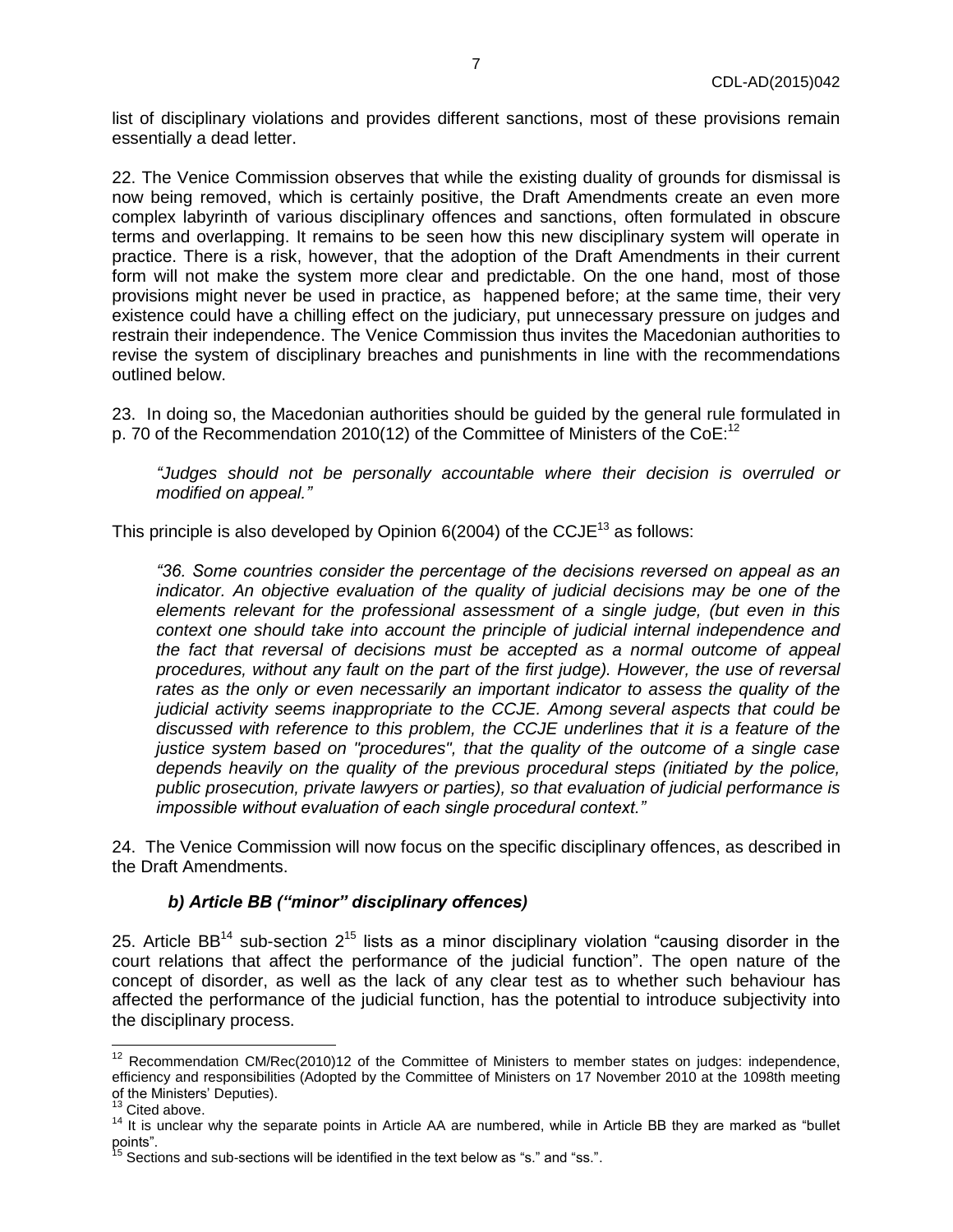list of disciplinary violations and provides different sanctions, most of these provisions remain essentially a dead letter.

22. The Venice Commission observes that while the existing duality of grounds for dismissal is now being removed, which is certainly positive, the Draft Amendments create an even more complex labyrinth of various disciplinary offences and sanctions, often formulated in obscure terms and overlapping. It remains to be seen how this new disciplinary system will operate in practice. There is a risk, however, that the adoption of the Draft Amendments in their current form will not make the system more clear and predictable. On the one hand, most of those provisions might never be used in practice, as happened before; at the same time, their very existence could have a chilling effect on the judiciary, put unnecessary pressure on judges and restrain their independence. The Venice Commission thus invites the Macedonian authorities to revise the system of disciplinary breaches and punishments in line with the recommendations outlined below.

23. In doing so, the Macedonian authorities should be guided by the general rule formulated in p. 70 of the Recommendation 2010(12) of the Committee of Ministers of the CoE:[12]

> *"Judges should not be personally accountable where their decision is overruled or modified on appeal."*

This principle is also developed by Opinion 6(2004) of the CCJE[13] as follows:

> *"36. Some countries consider the percentage of the decisions reversed on appeal as an indicator. An objective evaluation of the quality of judicial decisions may be one of the elements relevant for the professional assessment of a single judge, (but even in this context one should take into account the principle of judicial internal independence and the fact that reversal of decisions must be accepted as a normal outcome of appeal procedures, without any fault on the part of the first judge). However, the use of reversal rates as the only or even necessarily an important indicator to assess the quality of the judicial activity seems inappropriate to the CCJE. Among several aspects that could be discussed with reference to this problem, the CCJE underlines that it is a feature of the justice system based on "procedures", that the quality of the outcome of a single case depends heavily on the quality of the previous procedural steps (initiated by the police, public prosecution, private lawyers or parties), so that evaluation of judicial performance is impossible without evaluation of each single procedural context."*

24. The Venice Commission will now focus on the specific disciplinary offences, as described in the Draft Amendments.

### *b) Article BB ("minor" disciplinary offences)*

25. Article BB[14] sub-section 2[15] lists as a minor disciplinary violation "causing disorder in the court relations that affect the performance of the judicial function". The open nature of the concept of disorder, as well as the lack of any clear test as to whether such behaviour has affected the performance of the judicial function, has the potential to introduce subjectivity into the disciplinary process.

---

[12] Recommendation CM/Rec(2010)12 of the Committee of Ministers to member states on judges: independence, efficiency and responsibilities (Adopted by the Committee of Ministers on 17 November 2010 at the 1098th meeting of the Ministers' Deputies).

[13] Cited above.

[14] It is unclear why the separate points in Article AA are numbered, while in Article BB they are marked as "bullet points".

[15] Sections and sub-sections will be identified in the text below as "s." and "ss.".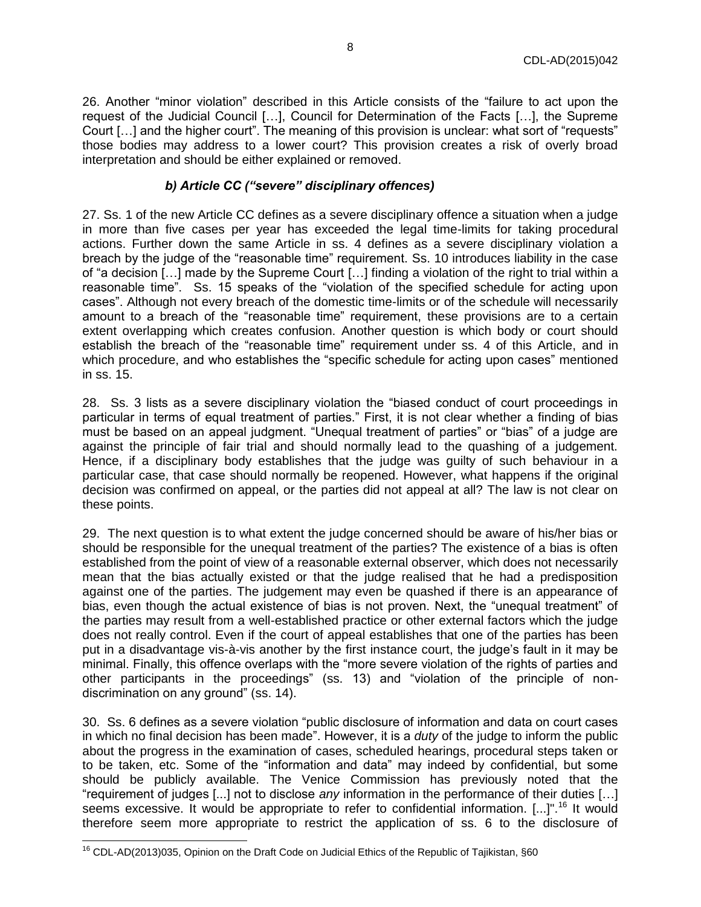26. Another "minor violation" described in this Article consists of the "failure to act upon the request of the Judicial Council […], Council for Determination of the Facts […], the Supreme Court […] and the higher court". The meaning of this provision is unclear: what sort of "requests" those bodies may address to a lower court? This provision creates a risk of overly broad interpretation and should be either explained or removed.

### *b) Article CC ("severe" disciplinary offences)*

27. Ss. 1 of the new Article CC defines as a severe disciplinary offence a situation when a judge in more than five cases per year has exceeded the legal time-limits for taking procedural actions. Further down the same Article in ss. 4 defines as a severe disciplinary violation a breach by the judge of the "reasonable time" requirement. Ss. 10 introduces liability in the case of "a decision […] made by the Supreme Court […] finding a violation of the right to trial within a reasonable time". Ss. 15 speaks of the "violation of the specified schedule for acting upon cases". Although not every breach of the domestic time-limits or of the schedule will necessarily amount to a breach of the "reasonable time" requirement, these provisions are to a certain extent overlapping which creates confusion. Another question is which body or court should establish the breach of the "reasonable time" requirement under ss. 4 of this Article, and in which procedure, and who establishes the "specific schedule for acting upon cases" mentioned in ss. 15.

28. Ss. 3 lists as a severe disciplinary violation the "biased conduct of court proceedings in particular in terms of equal treatment of parties." First, it is not clear whether a finding of bias must be based on an appeal judgment. "Unequal treatment of parties" or "bias" of a judge are against the principle of fair trial and should normally lead to the quashing of a judgement. Hence, if a disciplinary body establishes that the judge was guilty of such behaviour in a particular case, that case should normally be reopened. However, what happens if the original decision was confirmed on appeal, or the parties did not appeal at all? The law is not clear on these points.

29. The next question is to what extent the judge concerned should be aware of his/her bias or should be responsible for the unequal treatment of the parties? The existence of a bias is often established from the point of view of a reasonable external observer, which does not necessarily mean that the bias actually existed or that the judge realised that he had a predisposition against one of the parties. The judgement may even be quashed if there is an appearance of bias, even though the actual existence of bias is not proven. Next, the "unequal treatment" of the parties may result from a well-established practice or other external factors which the judge does not really control. Even if the court of appeal establishes that one of the parties has been put in a disadvantage vis-à-vis another by the first instance court, the judge's fault in it may be minimal. Finally, this offence overlaps with the "more severe violation of the rights of parties and other participants in the proceedings" (ss. 13) and "violation of the principle of non-discrimination on any ground" (ss. 14).

30. Ss. 6 defines as a severe violation "public disclosure of information and data on court cases in which no final decision has been made". However, it is a *duty* of the judge to inform the public about the progress in the examination of cases, scheduled hearings, procedural steps taken or to be taken, etc. Some of the "information and data" may indeed by confidential, but some should be publicly available. The Venice Commission has previously noted that the "requirement of judges [...] not to disclose *any* information in the performance of their duties […] seems excessive. It would be appropriate to refer to confidential information. [...]".[16] It would therefore seem more appropriate to restrict the application of ss. 6 to the disclosure of

---

[16] CDL-AD(2013)035, Opinion on the Draft Code on Judicial Ethics of the Republic of Tajikistan, §60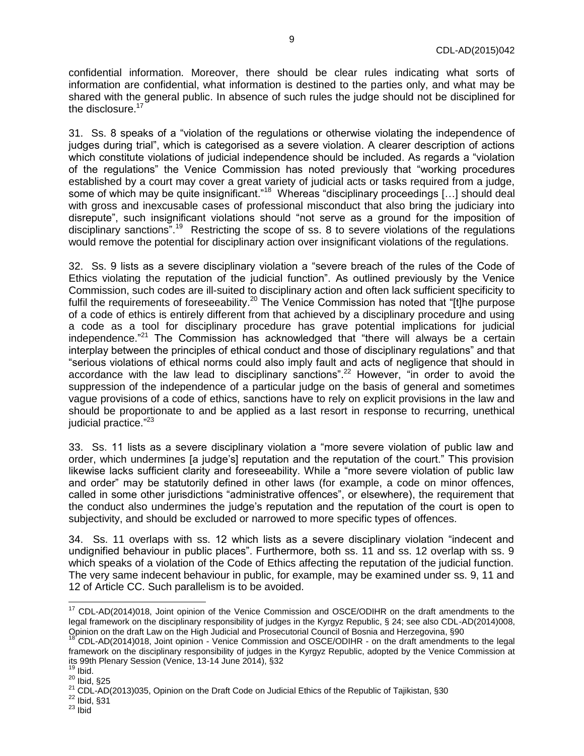confidential information. Moreover, there should be clear rules indicating what sorts of information are confidential, what information is destined to the parties only, and what may be shared with the general public. In absence of such rules the judge should not be disciplined for the disclosure.[17]

31. Ss. 8 speaks of a "violation of the regulations or otherwise violating the independence of judges during trial", which is categorised as a severe violation. A clearer description of actions which constitute violations of judicial independence should be included. As regards a "violation of the regulations" the Venice Commission has noted previously that "working procedures established by a court may cover a great variety of judicial acts or tasks required from a judge, some of which may be quite insignificant."[18] Whereas "disciplinary proceedings […] should deal with gross and inexcusable cases of professional misconduct that also bring the judiciary into disrepute", such insignificant violations should "not serve as a ground for the imposition of disciplinary sanctions".[19] Restricting the scope of ss. 8 to severe violations of the regulations would remove the potential for disciplinary action over insignificant violations of the regulations.

32. Ss. 9 lists as a severe disciplinary violation a "severe breach of the rules of the Code of Ethics violating the reputation of the judicial function". As outlined previously by the Venice Commission, such codes are ill-suited to disciplinary action and often lack sufficient specificity to fulfil the requirements of foreseeability.[20] The Venice Commission has noted that "[t]he purpose of a code of ethics is entirely different from that achieved by a disciplinary procedure and using a code as a tool for disciplinary procedure has grave potential implications for judicial independence."[21] The Commission has acknowledged that "there will always be a certain interplay between the principles of ethical conduct and those of disciplinary regulations" and that "serious violations of ethical norms could also imply fault and acts of negligence that should in accordance with the law lead to disciplinary sanctions".[22] However, "in order to avoid the suppression of the independence of a particular judge on the basis of general and sometimes vague provisions of a code of ethics, sanctions have to rely on explicit provisions in the law and should be proportionate to and be applied as a last resort in response to recurring, unethical judicial practice."[23]

33. Ss. 11 lists as a severe disciplinary violation a "more severe violation of public law and order, which undermines [a judge's] reputation and the reputation of the court." This provision likewise lacks sufficient clarity and foreseeability. While a "more severe violation of public law and order" may be statutorily defined in other laws (for example, a code on minor offences, called in some other jurisdictions "administrative offences", or elsewhere), the requirement that the conduct also undermines the judge's reputation and the reputation of the court is open to subjectivity, and should be excluded or narrowed to more specific types of offences.

34. Ss. 11 overlaps with ss. 12 which lists as a severe disciplinary violation "indecent and undignified behaviour in public places". Furthermore, both ss. 11 and ss. 12 overlap with ss. 9 which speaks of a violation of the Code of Ethics affecting the reputation of the judicial function. The very same indecent behaviour in public, for example, may be examined under ss. 9, 11 and 12 of Article CC. Such parallelism is to be avoided.

---

[17] CDL-AD(2014)018, Joint opinion of the Venice Commission and OSCE/ODIHR on the draft amendments to the legal framework on the disciplinary responsibility of judges in the Kyrgyz Republic, § 24; see also CDL-AD(2014)008, Opinion on the draft Law on the High Judicial and Prosecutorial Council of Bosnia and Herzegovina, §90

[18] CDL-AD(2014)018, Joint opinion - Venice Commission and OSCE/ODIHR - on the draft amendments to the legal framework on the disciplinary responsibility of judges in the Kyrgyz Republic, adopted by the Venice Commission at its 99th Plenary Session (Venice, 13-14 June 2014), §32

[19] Ibid.

[20] Ibid, §25

[21] CDL-AD(2013)035, Opinion on the Draft Code on Judicial Ethics of the Republic of Tajikistan, §30

[22] Ibid, §31

[23] Ibid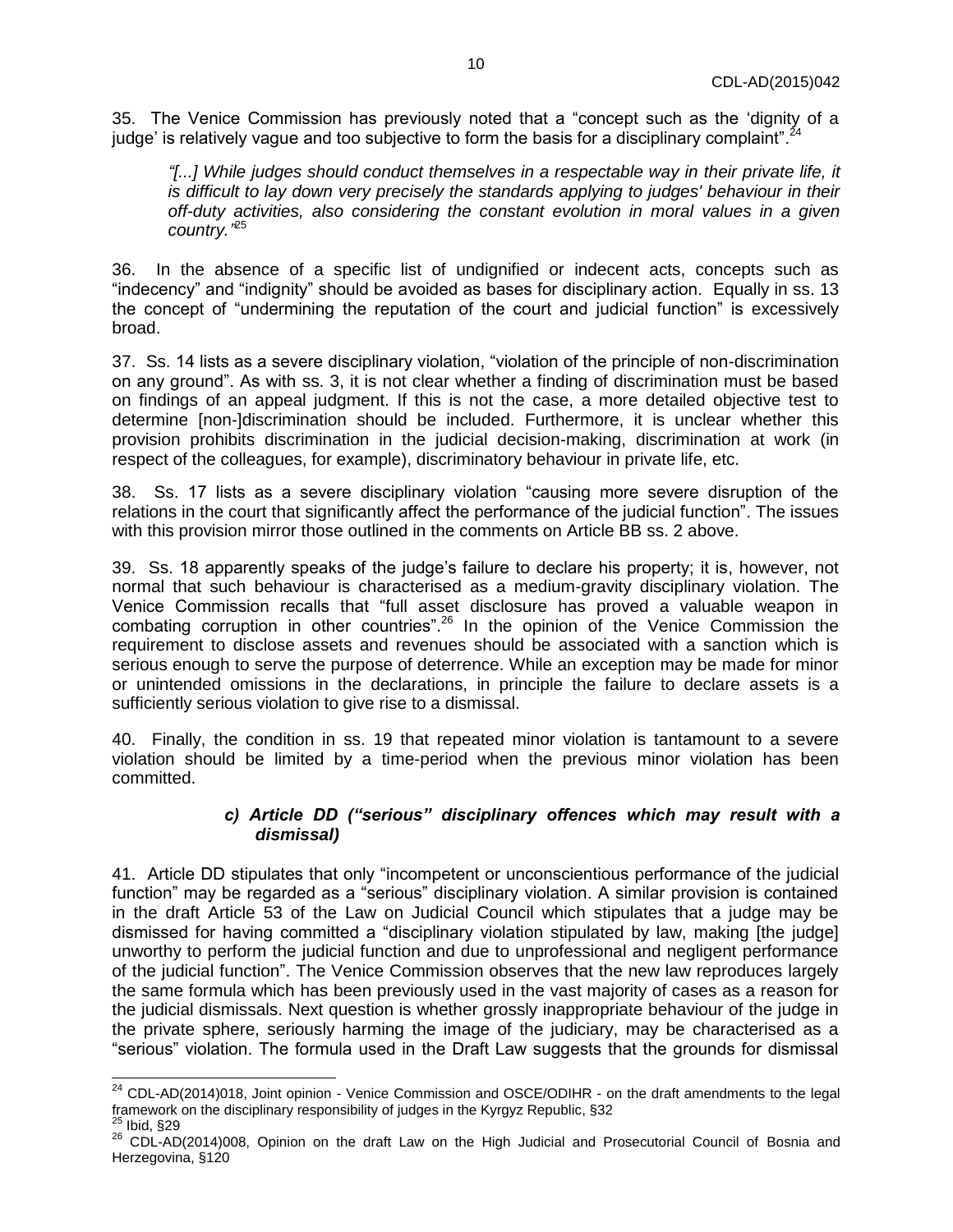35. The Venice Commission has previously noted that a "concept such as the 'dignity of a judge' is relatively vague and too subjective to form the basis for a disciplinary complaint".[24]

> *"[...] While judges should conduct themselves in a respectable way in their private life, it is difficult to lay down very precisely the standards applying to judges' behaviour in their off-duty activities, also considering the constant evolution in moral values in a given country."*[25]

36. In the absence of a specific list of undignified or indecent acts, concepts such as "indecency" and "indignity" should be avoided as bases for disciplinary action. Equally in ss. 13 the concept of "undermining the reputation of the court and judicial function" is excessively broad.

37. Ss. 14 lists as a severe disciplinary violation, "violation of the principle of non-discrimination on any ground". As with ss. 3, it is not clear whether a finding of discrimination must be based on findings of an appeal judgment. If this is not the case, a more detailed objective test to determine [non-]discrimination should be included. Furthermore, it is unclear whether this provision prohibits discrimination in the judicial decision-making, discrimination at work (in respect of the colleagues, for example), discriminatory behaviour in private life, etc.

38. Ss. 17 lists as a severe disciplinary violation "causing more severe disruption of the relations in the court that significantly affect the performance of the judicial function". The issues with this provision mirror those outlined in the comments on Article BB ss. 2 above.

39. Ss. 18 apparently speaks of the judge's failure to declare his property; it is, however, not normal that such behaviour is characterised as a medium-gravity disciplinary violation. The Venice Commission recalls that "full asset disclosure has proved a valuable weapon in combating corruption in other countries".[26] In the opinion of the Venice Commission the requirement to disclose assets and revenues should be associated with a sanction which is serious enough to serve the purpose of deterrence. While an exception may be made for minor or unintended omissions in the declarations, in principle the failure to declare assets is a sufficiently serious violation to give rise to a dismissal.

40. Finally, the condition in ss. 19 that repeated minor violation is tantamount to a severe violation should be limited by a time-period when the previous minor violation has been committed.

#### *c) Article DD ("serious" disciplinary offences which may result with a dismissal)*

41. Article DD stipulates that only "incompetent or unconscientious performance of the judicial function" may be regarded as a "serious" disciplinary violation. A similar provision is contained in the draft Article 53 of the Law on Judicial Council which stipulates that a judge may be dismissed for having committed a "disciplinary violation stipulated by law, making [the judge] unworthy to perform the judicial function and due to unprofessional and negligent performance of the judicial function". The Venice Commission observes that the new law reproduces largely the same formula which has been previously used in the vast majority of cases as a reason for the judicial dismissals. Next question is whether grossly inappropriate behaviour of the judge in the private sphere, seriously harming the image of the judiciary, may be characterised as a "serious" violation. The formula used in the Draft Law suggests that the grounds for dismissal

---

[24] CDL-AD(2014)018, Joint opinion - Venice Commission and OSCE/ODIHR - on the draft amendments to the legal framework on the disciplinary responsibility of judges in the Kyrgyz Republic, §32

[25] Ibid, §29

[26] CDL-AD(2014)008, Opinion on the draft Law on the High Judicial and Prosecutorial Council of Bosnia and Herzegovina, §120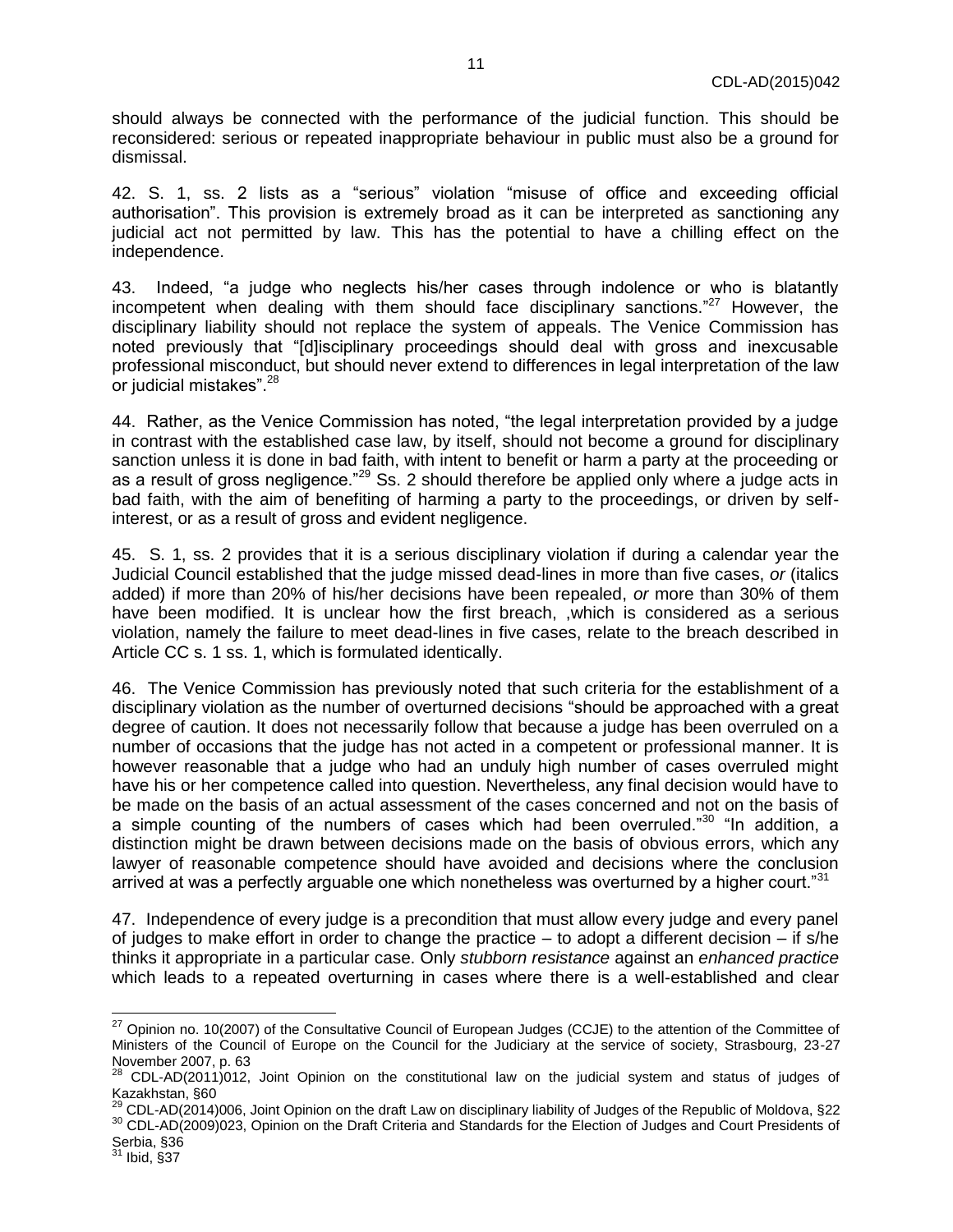should always be connected with the performance of the judicial function. This should be reconsidered: serious or repeated inappropriate behaviour in public must also be a ground for dismissal.

42. S. 1, ss. 2 lists as a "serious" violation "misuse of office and exceeding official authorisation". This provision is extremely broad as it can be interpreted as sanctioning any judicial act not permitted by law. This has the potential to have a chilling effect on the independence.

43. Indeed, "a judge who neglects his/her cases through indolence or who is blatantly incompetent when dealing with them should face disciplinary sanctions."[27] However, the disciplinary liability should not replace the system of appeals. The Venice Commission has noted previously that "[d]isciplinary proceedings should deal with gross and inexcusable professional misconduct, but should never extend to differences in legal interpretation of the law or judicial mistakes".[28]

44. Rather, as the Venice Commission has noted, "the legal interpretation provided by a judge in contrast with the established case law, by itself, should not become a ground for disciplinary sanction unless it is done in bad faith, with intent to benefit or harm a party at the proceeding or as a result of gross negligence."[29] Ss. 2 should therefore be applied only where a judge acts in bad faith, with the aim of benefiting of harming a party to the proceedings, or driven by self-interest, or as a result of gross and evident negligence.

45. S. 1, ss. 2 provides that it is a serious disciplinary violation if during a calendar year the Judicial Council established that the judge missed dead-lines in more than five cases, *or* (italics added) if more than 20% of his/her decisions have been repealed, *or* more than 30% of them have been modified. It is unclear how the first breach, ,which is considered as a serious violation, namely the failure to meet dead-lines in five cases, relate to the breach described in Article CC s. 1 ss. 1, which is formulated identically.

46. The Venice Commission has previously noted that such criteria for the establishment of a disciplinary violation as the number of overturned decisions "should be approached with a great degree of caution. It does not necessarily follow that because a judge has been overruled on a number of occasions that the judge has not acted in a competent or professional manner. It is however reasonable that a judge who had an unduly high number of cases overruled might have his or her competence called into question. Nevertheless, any final decision would have to be made on the basis of an actual assessment of the cases concerned and not on the basis of a simple counting of the numbers of cases which had been overruled."[30] "In addition, a distinction might be drawn between decisions made on the basis of obvious errors, which any lawyer of reasonable competence should have avoided and decisions where the conclusion arrived at was a perfectly arguable one which nonetheless was overturned by a higher court."[31]

47. Independence of every judge is a precondition that must allow every judge and every panel of judges to make effort in order to change the practice – to adopt a different decision – if s/he thinks it appropriate in a particular case. Only *stubborn resistance* against an *enhanced practice* which leads to a repeated overturning in cases where there is a well-established and clear

---

[27] Opinion no. 10(2007) of the Consultative Council of European Judges (CCJE) to the attention of the Committee of Ministers of the Council of Europe on the Council for the Judiciary at the service of society, Strasbourg, 23-27 November 2007, p. 63

[28] CDL-AD(2011)012, Joint Opinion on the constitutional law on the judicial system and status of judges of Kazakhstan, §60

[29] CDL-AD(2014)006, Joint Opinion on the draft Law on disciplinary liability of Judges of the Republic of Moldova, §22

[30] CDL-AD(2009)023, Opinion on the Draft Criteria and Standards for the Election of Judges and Court Presidents of Serbia, §36

[31] Ibid, §37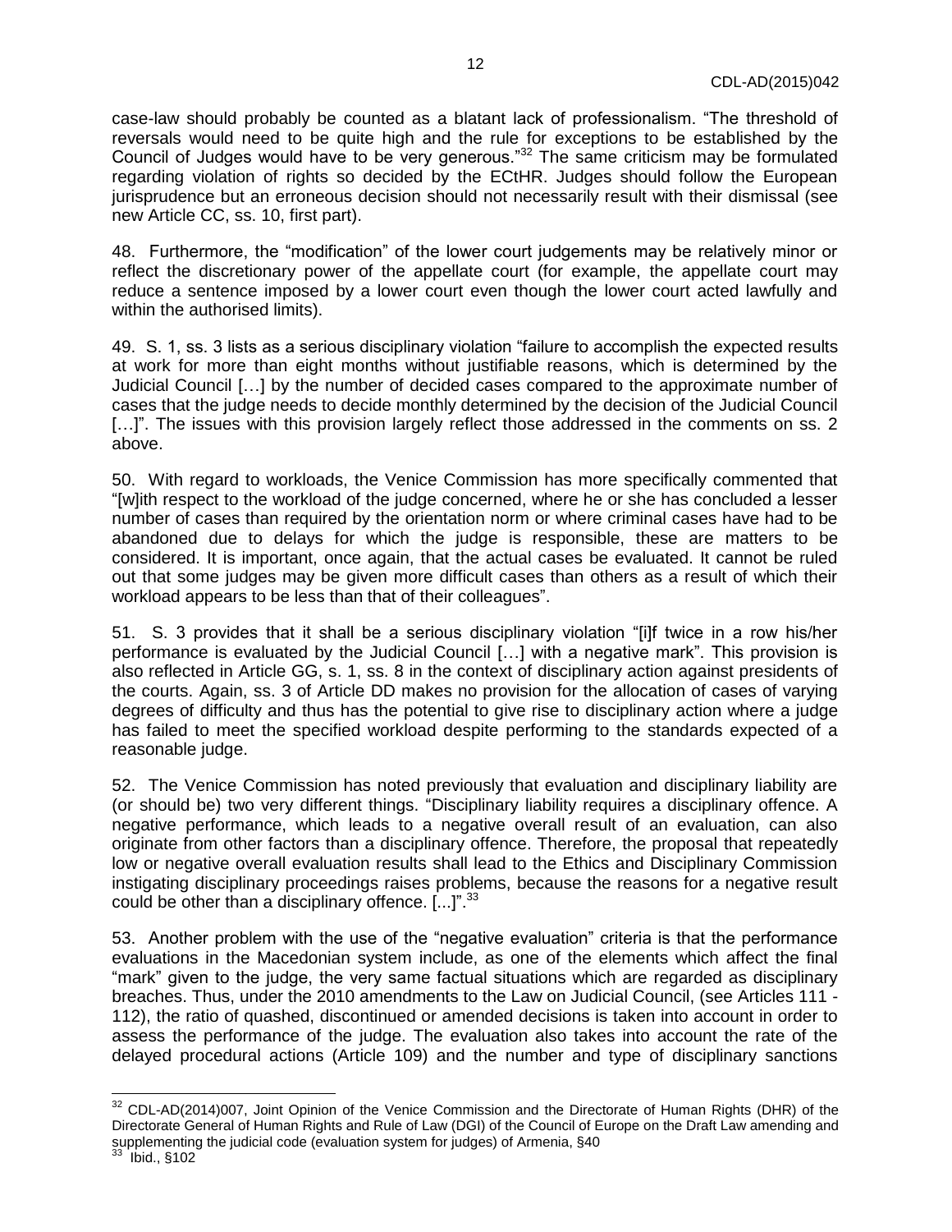case-law should probably be counted as a blatant lack of professionalism. "The threshold of reversals would need to be quite high and the rule for exceptions to be established by the Council of Judges would have to be very generous."[32] The same criticism may be formulated regarding violation of rights so decided by the ECtHR. Judges should follow the European jurisprudence but an erroneous decision should not necessarily result with their dismissal (see new Article CC, ss. 10, first part).

48. Furthermore, the "modification" of the lower court judgements may be relatively minor or reflect the discretionary power of the appellate court (for example, the appellate court may reduce a sentence imposed by a lower court even though the lower court acted lawfully and within the authorised limits).

49. S. 1, ss. 3 lists as a serious disciplinary violation "failure to accomplish the expected results at work for more than eight months without justifiable reasons, which is determined by the Judicial Council […] by the number of decided cases compared to the approximate number of cases that the judge needs to decide monthly determined by the decision of the Judicial Council […]". The issues with this provision largely reflect those addressed in the comments on ss. 2 above.

50. With regard to workloads, the Venice Commission has more specifically commented that "[w]ith respect to the workload of the judge concerned, where he or she has concluded a lesser number of cases than required by the orientation norm or where criminal cases have had to be abandoned due to delays for which the judge is responsible, these are matters to be considered. It is important, once again, that the actual cases be evaluated. It cannot be ruled out that some judges may be given more difficult cases than others as a result of which their workload appears to be less than that of their colleagues".

51. S. 3 provides that it shall be a serious disciplinary violation "[i]f twice in a row his/her performance is evaluated by the Judicial Council […] with a negative mark". This provision is also reflected in Article GG, s. 1, ss. 8 in the context of disciplinary action against presidents of the courts. Again, ss. 3 of Article DD makes no provision for the allocation of cases of varying degrees of difficulty and thus has the potential to give rise to disciplinary action where a judge has failed to meet the specified workload despite performing to the standards expected of a reasonable judge.

52. The Venice Commission has noted previously that evaluation and disciplinary liability are (or should be) two very different things. "Disciplinary liability requires a disciplinary offence. A negative performance, which leads to a negative overall result of an evaluation, can also originate from other factors than a disciplinary offence. Therefore, the proposal that repeatedly low or negative overall evaluation results shall lead to the Ethics and Disciplinary Commission instigating disciplinary proceedings raises problems, because the reasons for a negative result could be other than a disciplinary offence. [...]".[33]

53. Another problem with the use of the "negative evaluation" criteria is that the performance evaluations in the Macedonian system include, as one of the elements which affect the final "mark" given to the judge, the very same factual situations which are regarded as disciplinary breaches. Thus, under the 2010 amendments to the Law on Judicial Council, (see Articles 111 - 112), the ratio of quashed, discontinued or amended decisions is taken into account in order to assess the performance of the judge. The evaluation also takes into account the rate of the delayed procedural actions (Article 109) and the number and type of disciplinary sanctions

---

[32] CDL-AD(2014)007, Joint Opinion of the Venice Commission and the Directorate of Human Rights (DHR) of the Directorate General of Human Rights and Rule of Law (DGI) of the Council of Europe on the Draft Law amending and supplementing the judicial code (evaluation system for judges) of Armenia, §40

[33] Ibid., §102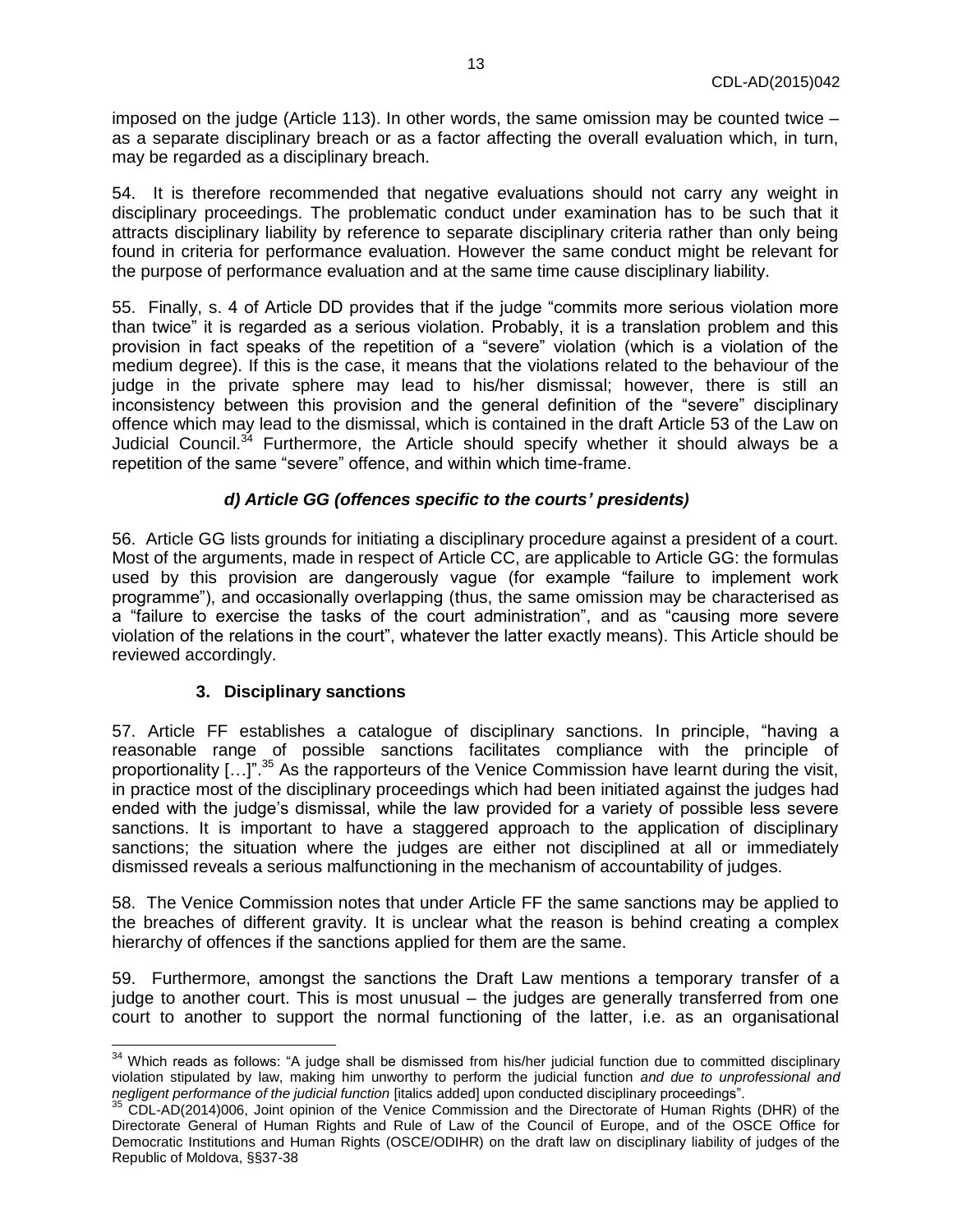imposed on the judge (Article 113). In other words, the same omission may be counted twice – as a separate disciplinary breach or as a factor affecting the overall evaluation which, in turn, may be regarded as a disciplinary breach.

54. It is therefore recommended that negative evaluations should not carry any weight in disciplinary proceedings. The problematic conduct under examination has to be such that it attracts disciplinary liability by reference to separate disciplinary criteria rather than only being found in criteria for performance evaluation. However the same conduct might be relevant for the purpose of performance evaluation and at the same time cause disciplinary liability.

55. Finally, s. 4 of Article DD provides that if the judge "commits more serious violation more than twice" it is regarded as a serious violation. Probably, it is a translation problem and this provision in fact speaks of the repetition of a "severe" violation (which is a violation of the medium degree). If this is the case, it means that the violations related to the behaviour of the judge in the private sphere may lead to his/her dismissal; however, there is still an inconsistency between this provision and the general definition of the "severe" disciplinary offence which may lead to the dismissal, which is contained in the draft Article 53 of the Law on Judicial Council.[34] Furthermore, the Article should specify whether it should always be a repetition of the same "severe" offence, and within which time-frame.

#### *d) Article GG (offences specific to the courts' presidents)*

56. Article GG lists grounds for initiating a disciplinary procedure against a president of a court. Most of the arguments, made in respect of Article CC, are applicable to Article GG: the formulas used by this provision are dangerously vague (for example "failure to implement work programme"), and occasionally overlapping (thus, the same omission may be characterised as a "failure to exercise the tasks of the court administration", and as "causing more severe violation of the relations in the court", whatever the latter exactly means). This Article should be reviewed accordingly.

### 3. Disciplinary sanctions

57. Article FF establishes a catalogue of disciplinary sanctions. In principle, "having a reasonable range of possible sanctions facilitates compliance with the principle of proportionality […]".[35] As the rapporteurs of the Venice Commission have learnt during the visit, in practice most of the disciplinary proceedings which had been initiated against the judges had ended with the judge's dismissal, while the law provided for a variety of possible less severe sanctions. It is important to have a staggered approach to the application of disciplinary sanctions; the situation where the judges are either not disciplined at all or immediately dismissed reveals a serious malfunctioning in the mechanism of accountability of judges.

58. The Venice Commission notes that under Article FF the same sanctions may be applied to the breaches of different gravity. It is unclear what the reason is behind creating a complex hierarchy of offences if the sanctions applied for them are the same.

59. Furthermore, amongst the sanctions the Draft Law mentions a temporary transfer of a judge to another court. This is most unusual – the judges are generally transferred from one court to another to support the normal functioning of the latter, i.e. as an organisational

---

[34] Which reads as follows: "A judge shall be dismissed from his/her judicial function due to committed disciplinary violation stipulated by law, making him unworthy to perform the judicial function *and due to unprofessional and negligent performance of the judicial function* [italics added] upon conducted disciplinary proceedings".

[35] CDL-AD(2014)006, Joint opinion of the Venice Commission and the Directorate of Human Rights (DHR) of the Directorate General of Human Rights and Rule of Law of the Council of Europe, and of the OSCE Office for Democratic Institutions and Human Rights (OSCE/ODIHR) on the draft law on disciplinary liability of judges of the Republic of Moldova, §§37-38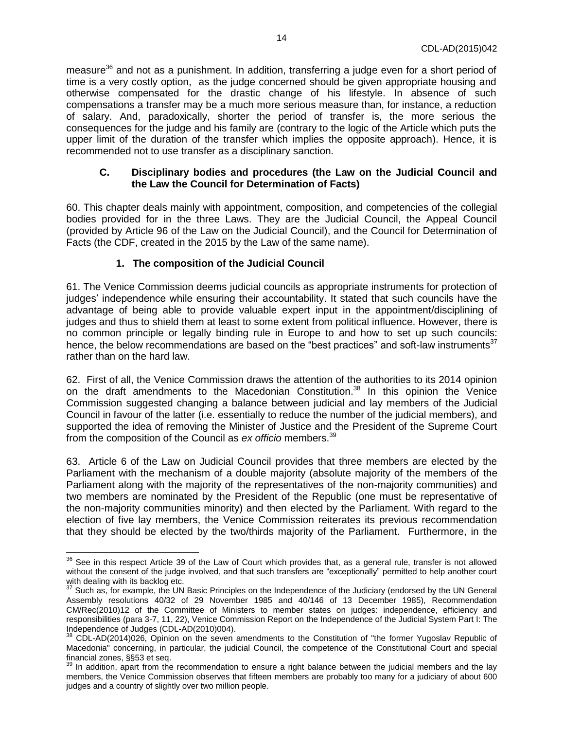measure[36] and not as a punishment. In addition, transferring a judge even for a short period of time is a very costly option, as the judge concerned should be given appropriate housing and otherwise compensated for the drastic change of his lifestyle. In absence of such compensations a transfer may be a much more serious measure than, for instance, a reduction of salary. And, paradoxically, shorter the period of transfer is, the more serious the consequences for the judge and his family are (contrary to the logic of the Article which puts the upper limit of the duration of the transfer which implies the opposite approach). Hence, it is recommended not to use transfer as a disciplinary sanction.

### C. Disciplinary bodies and procedures (the Law on the Judicial Council and the Law the Council for Determination of Facts)

60. This chapter deals mainly with appointment, composition, and competencies of the collegial bodies provided for in the three Laws. They are the Judicial Council, the Appeal Council (provided by Article 96 of the Law on the Judicial Council), and the Council for Determination of Facts (the CDF, created in the 2015 by the Law of the same name).

#### 1. The composition of the Judicial Council

61. The Venice Commission deems judicial councils as appropriate instruments for protection of judges' independence while ensuring their accountability. It stated that such councils have the advantage of being able to provide valuable expert input in the appointment/disciplining of judges and thus to shield them at least to some extent from political influence. However, there is no common principle or legally binding rule in Europe to and how to set up such councils: hence, the below recommendations are based on the "best practices" and soft-law instruments[37] rather than on the hard law.

62. First of all, the Venice Commission draws the attention of the authorities to its 2014 opinion on the draft amendments to the Macedonian Constitution.[38] In this opinion the Venice Commission suggested changing a balance between judicial and lay members of the Judicial Council in favour of the latter (i.e. essentially to reduce the number of the judicial members), and supported the idea of removing the Minister of Justice and the President of the Supreme Court from the composition of the Council as *ex officio* members.[39]

63. Article 6 of the Law on Judicial Council provides that three members are elected by the Parliament with the mechanism of a double majority (absolute majority of the members of the Parliament along with the majority of the representatives of the non-majority communities) and two members are nominated by the President of the Republic (one must be representative of the non-majority communities minority) and then elected by the Parliament. With regard to the election of five lay members, the Venice Commission reiterates its previous recommendation that they should be elected by the two/thirds majority of the Parliament. Furthermore, in the

---

[36] See in this respect Article 39 of the Law of Court which provides that, as a general rule, transfer is not allowed without the consent of the judge involved, and that such transfers are "exceptionally" permitted to help another court with dealing with its backlog etc.

[37] Such as, for example, the UN Basic Principles on the Independence of the Judiciary (endorsed by the UN General Assembly resolutions 40/32 of 29 November 1985 and 40/146 of 13 December 1985), Recommendation CM/Rec(2010)12 of the Committee of Ministers to member states on judges: independence, efficiency and responsibilities (para 3-7, 11, 22), Venice Commission Report on the Independence of the Judicial System Part I: The Independence of Judges (CDL-AD(2010)004).

[38] CDL-AD(2014)026, Opinion on the seven amendments to the Constitution of "the former Yugoslav Republic of Macedonia" concerning, in particular, the judicial Council, the competence of the Constitutional Court and special financial zones, §§53 et seq.

[39] In addition, apart from the recommendation to ensure a right balance between the judicial members and the lay members, the Venice Commission observes that fifteen members are probably too many for a judiciary of about 600 judges and a country of slightly over two million people.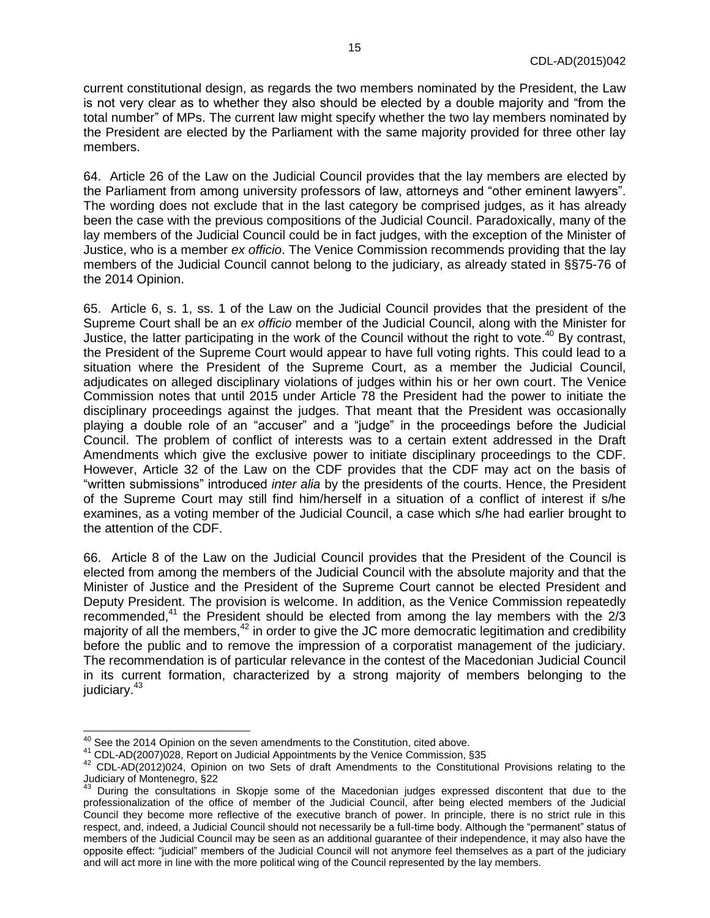current constitutional design, as regards the two members nominated by the President, the Law is not very clear as to whether they also should be elected by a double majority and "from the total number" of MPs. The current law might specify whether the two lay members nominated by the President are elected by the Parliament with the same majority provided for three other lay members.

64. Article 26 of the Law on the Judicial Council provides that the lay members are elected by the Parliament from among university professors of law, attorneys and "other eminent lawyers". The wording does not exclude that in the last category be comprised judges, as it has already been the case with the previous compositions of the Judicial Council. Paradoxically, many of the lay members of the Judicial Council could be in fact judges, with the exception of the Minister of Justice, who is a member *ex officio*. The Venice Commission recommends providing that the lay members of the Judicial Council cannot belong to the judiciary, as already stated in §§75-76 of the 2014 Opinion.

65. Article 6, s. 1, ss. 1 of the Law on the Judicial Council provides that the president of the Supreme Court shall be an *ex officio* member of the Judicial Council, along with the Minister for Justice, the latter participating in the work of the Council without the right to vote.[40] By contrast, the President of the Supreme Court would appear to have full voting rights. This could lead to a situation where the President of the Supreme Court, as a member the Judicial Council, adjudicates on alleged disciplinary violations of judges within his or her own court. The Venice Commission notes that until 2015 under Article 78 the President had the power to initiate the disciplinary proceedings against the judges. That meant that the President was occasionally playing a double role of an "accuser" and a "judge" in the proceedings before the Judicial Council. The problem of conflict of interests was to a certain extent addressed in the Draft Amendments which give the exclusive power to initiate disciplinary proceedings to the CDF. However, Article 32 of the Law on the CDF provides that the CDF may act on the basis of "written submissions" introduced *inter alia* by the presidents of the courts. Hence, the President of the Supreme Court may still find him/herself in a situation of a conflict of interest if s/he examines, as a voting member of the Judicial Council, a case which s/he had earlier brought to the attention of the CDF.

66. Article 8 of the Law on the Judicial Council provides that the President of the Council is elected from among the members of the Judicial Council with the absolute majority and that the Minister of Justice and the President of the Supreme Court cannot be elected President and Deputy President. The provision is welcome. In addition, as the Venice Commission repeatedly recommended,[41] the President should be elected from among the lay members with the 2/3 majority of all the members,[42] in order to give the JC more democratic legitimation and credibility before the public and to remove the impression of a corporatist management of the judiciary. The recommendation is of particular relevance in the contest of the Macedonian Judicial Council in its current formation, characterized by a strong majority of members belonging to the judiciary.[43]

---

[40] See the 2014 Opinion on the seven amendments to the Constitution, cited above.

[41] CDL-AD(2007)028, Report on Judicial Appointments by the Venice Commission, §35

[42] CDL-AD(2012)024, Opinion on two Sets of draft Amendments to the Constitutional Provisions relating to the Judiciary of Montenegro, §22

[43] During the consultations in Skopje some of the Macedonian judges expressed discontent that due to the professionalization of the office of member of the Judicial Council, after being elected members of the Judicial Council they become more reflective of the executive branch of power. In principle, there is no strict rule in this respect, and, indeed, a Judicial Council should not necessarily be a full-time body. Although the "permanent" status of members of the Judicial Council may be seen as an additional guarantee of their independence, it may also have the opposite effect: "judicial" members of the Judicial Council will not anymore feel themselves as a part of the judiciary and will act more in line with the more political wing of the Council represented by the lay members.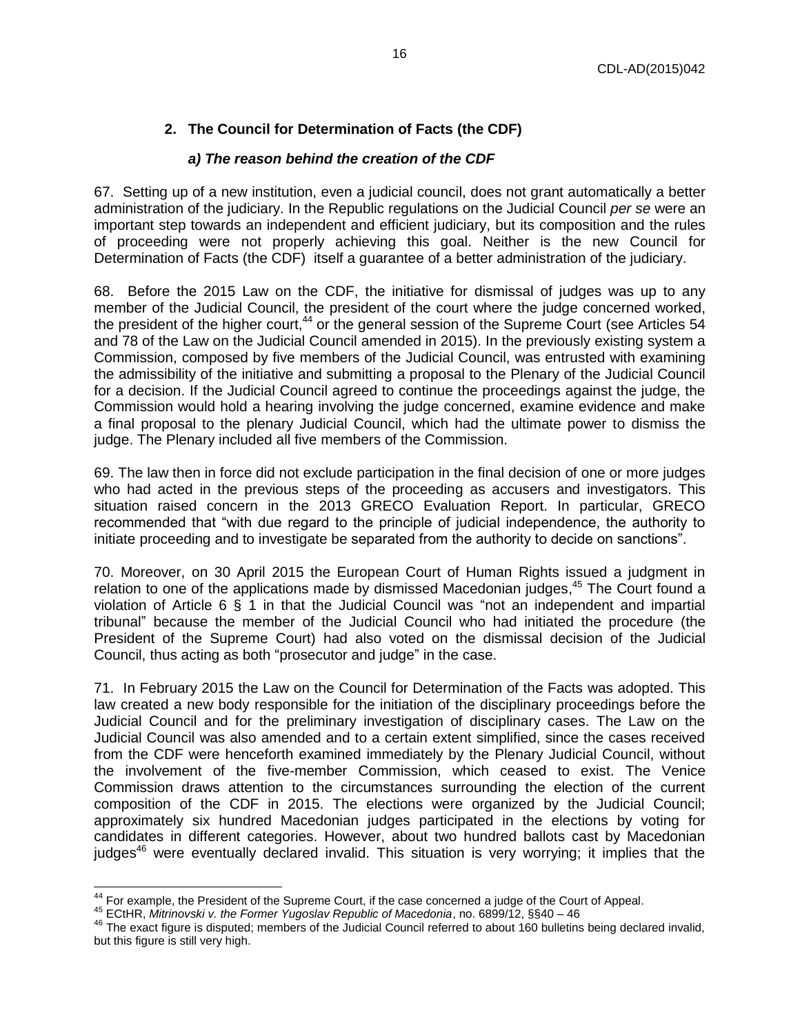## 2. The Council for Determination of Facts (the CDF)

### *a) The reason behind the creation of the CDF*

67. Setting up of a new institution, even a judicial council, does not grant automatically a better administration of the judiciary. In the Republic regulations on the Judicial Council *per se* were an important step towards an independent and efficient judiciary, but its composition and the rules of proceeding were not properly achieving this goal. Neither is the new Council for Determination of Facts (the CDF) itself a guarantee of a better administration of the judiciary.

68. Before the 2015 Law on the CDF, the initiative for dismissal of judges was up to any member of the Judicial Council, the president of the court where the judge concerned worked, the president of the higher court,[44] or the general session of the Supreme Court (see Articles 54 and 78 of the Law on the Judicial Council amended in 2015). In the previously existing system a Commission, composed by five members of the Judicial Council, was entrusted with examining the admissibility of the initiative and submitting a proposal to the Plenary of the Judicial Council for a decision. If the Judicial Council agreed to continue the proceedings against the judge, the Commission would hold a hearing involving the judge concerned, examine evidence and make a final proposal to the plenary Judicial Council, which had the ultimate power to dismiss the judge. The Plenary included all five members of the Commission.

69. The law then in force did not exclude participation in the final decision of one or more judges who had acted in the previous steps of the proceeding as accusers and investigators. This situation raised concern in the 2013 GRECO Evaluation Report. In particular, GRECO recommended that "with due regard to the principle of judicial independence, the authority to initiate proceeding and to investigate be separated from the authority to decide on sanctions".

70. Moreover, on 30 April 2015 the European Court of Human Rights issued a judgment in relation to one of the applications made by dismissed Macedonian judges,[45] The Court found a violation of Article 6 § 1 in that the Judicial Council was "not an independent and impartial tribunal" because the member of the Judicial Council who had initiated the procedure (the President of the Supreme Court) had also voted on the dismissal decision of the Judicial Council, thus acting as both "prosecutor and judge" in the case.

71. In February 2015 the Law on the Council for Determination of the Facts was adopted. This law created a new body responsible for the initiation of the disciplinary proceedings before the Judicial Council and for the preliminary investigation of disciplinary cases. The Law on the Judicial Council was also amended and to a certain extent simplified, since the cases received from the CDF were henceforth examined immediately by the Plenary Judicial Council, without the involvement of the five-member Commission, which ceased to exist. The Venice Commission draws attention to the circumstances surrounding the election of the current composition of the CDF in 2015. The elections were organized by the Judicial Council; approximately six hundred Macedonian judges participated in the elections by voting for candidates in different categories. However, about two hundred ballots cast by Macedonian judges[46] were eventually declared invalid. This situation is very worrying; it implies that the

---

[44] For example, the President of the Supreme Court, if the case concerned a judge of the Court of Appeal.

[45] ECtHR, *Mitrinovski v. the Former Yugoslav Republic of Macedonia*, no. 6899/12, §§40 – 46

[46] The exact figure is disputed; members of the Judicial Council referred to about 160 bulletins being declared invalid, but this figure is still very high.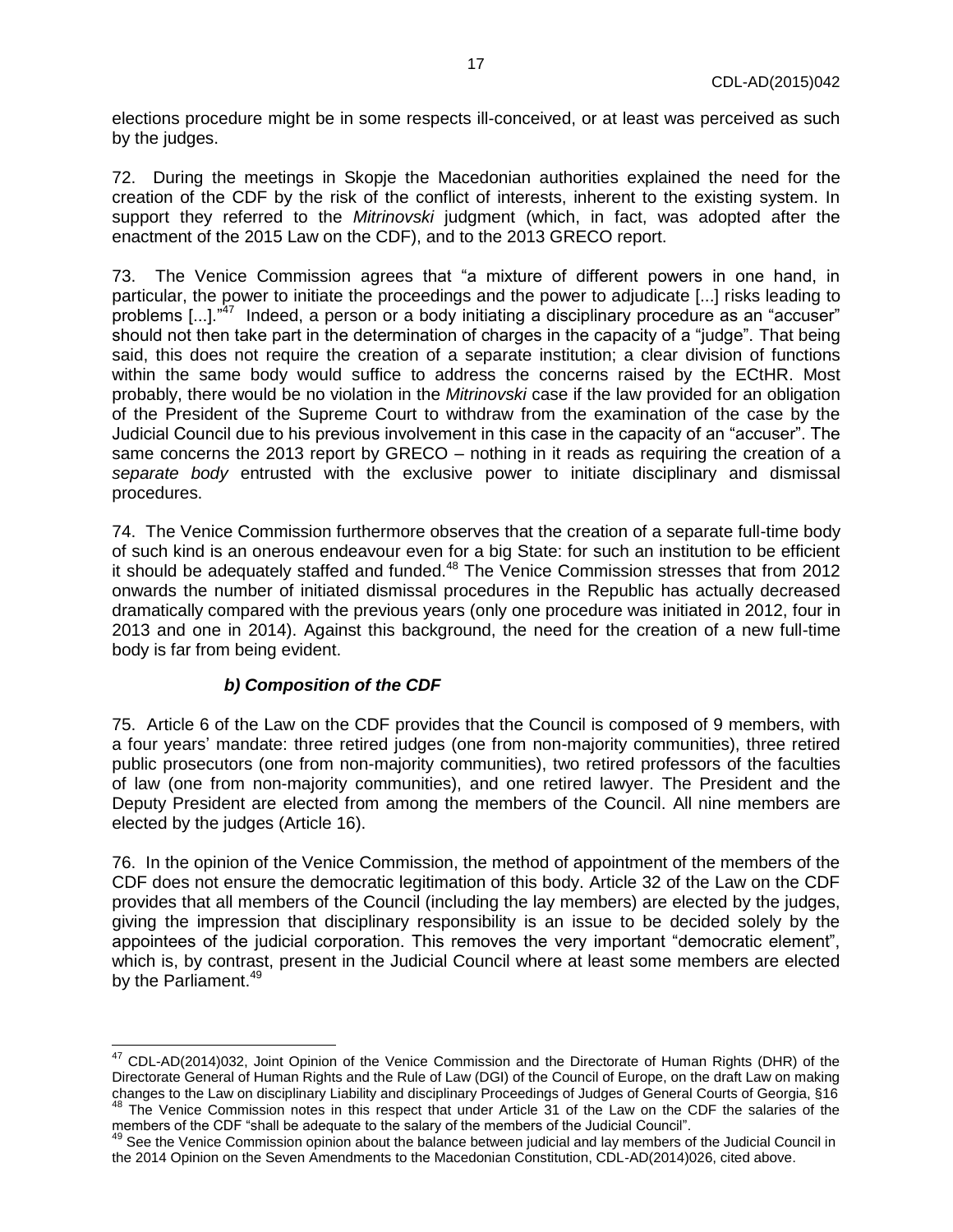elections procedure might be in some respects ill-conceived, or at least was perceived as such by the judges.

72. During the meetings in Skopje the Macedonian authorities explained the need for the creation of the CDF by the risk of the conflict of interests, inherent to the existing system. In support they referred to the *Mitrinovski* judgment (which, in fact, was adopted after the enactment of the 2015 Law on the CDF), and to the 2013 GRECO report.

73. The Venice Commission agrees that "a mixture of different powers in one hand, in particular, the power to initiate the proceedings and the power to adjudicate [...] risks leading to problems [...]."[47] Indeed, a person or a body initiating a disciplinary procedure as an "accuser" should not then take part in the determination of charges in the capacity of a "judge". That being said, this does not require the creation of a separate institution; a clear division of functions within the same body would suffice to address the concerns raised by the ECtHR. Most probably, there would be no violation in the *Mitrinovski* case if the law provided for an obligation of the President of the Supreme Court to withdraw from the examination of the case by the Judicial Council due to his previous involvement in this case in the capacity of an "accuser". The same concerns the 2013 report by GRECO – nothing in it reads as requiring the creation of a *separate body* entrusted with the exclusive power to initiate disciplinary and dismissal procedures.

74. The Venice Commission furthermore observes that the creation of a separate full-time body of such kind is an onerous endeavour even for a big State: for such an institution to be efficient it should be adequately staffed and funded.[48] The Venice Commission stresses that from 2012 onwards the number of initiated dismissal procedures in the Republic has actually decreased dramatically compared with the previous years (only one procedure was initiated in 2012, four in 2013 and one in 2014). Against this background, the need for the creation of a new full-time body is far from being evident.

### *b) Composition of the CDF*

75. Article 6 of the Law on the CDF provides that the Council is composed of 9 members, with a four years' mandate: three retired judges (one from non-majority communities), three retired public prosecutors (one from non-majority communities), two retired professors of the faculties of law (one from non-majority communities), and one retired lawyer. The President and the Deputy President are elected from among the members of the Council. All nine members are elected by the judges (Article 16).

76. In the opinion of the Venice Commission, the method of appointment of the members of the CDF does not ensure the democratic legitimation of this body. Article 32 of the Law on the CDF provides that all members of the Council (including the lay members) are elected by the judges, giving the impression that disciplinary responsibility is an issue to be decided solely by the appointees of the judicial corporation. This removes the very important "democratic element", which is, by contrast, present in the Judicial Council where at least some members are elected by the Parliament.[49]

---

[47] CDL-AD(2014)032, Joint Opinion of the Venice Commission and the Directorate of Human Rights (DHR) of the Directorate General of Human Rights and the Rule of Law (DGI) of the Council of Europe, on the draft Law on making changes to the Law on disciplinary Liability and disciplinary Proceedings of Judges of General Courts of Georgia, §16

[48] The Venice Commission notes in this respect that under Article 31 of the Law on the CDF the salaries of the members of the CDF "shall be adequate to the salary of the members of the Judicial Council".

[49] See the Venice Commission opinion about the balance between judicial and lay members of the Judicial Council in the 2014 Opinion on the Seven Amendments to the Macedonian Constitution, CDL-AD(2014)026, cited above.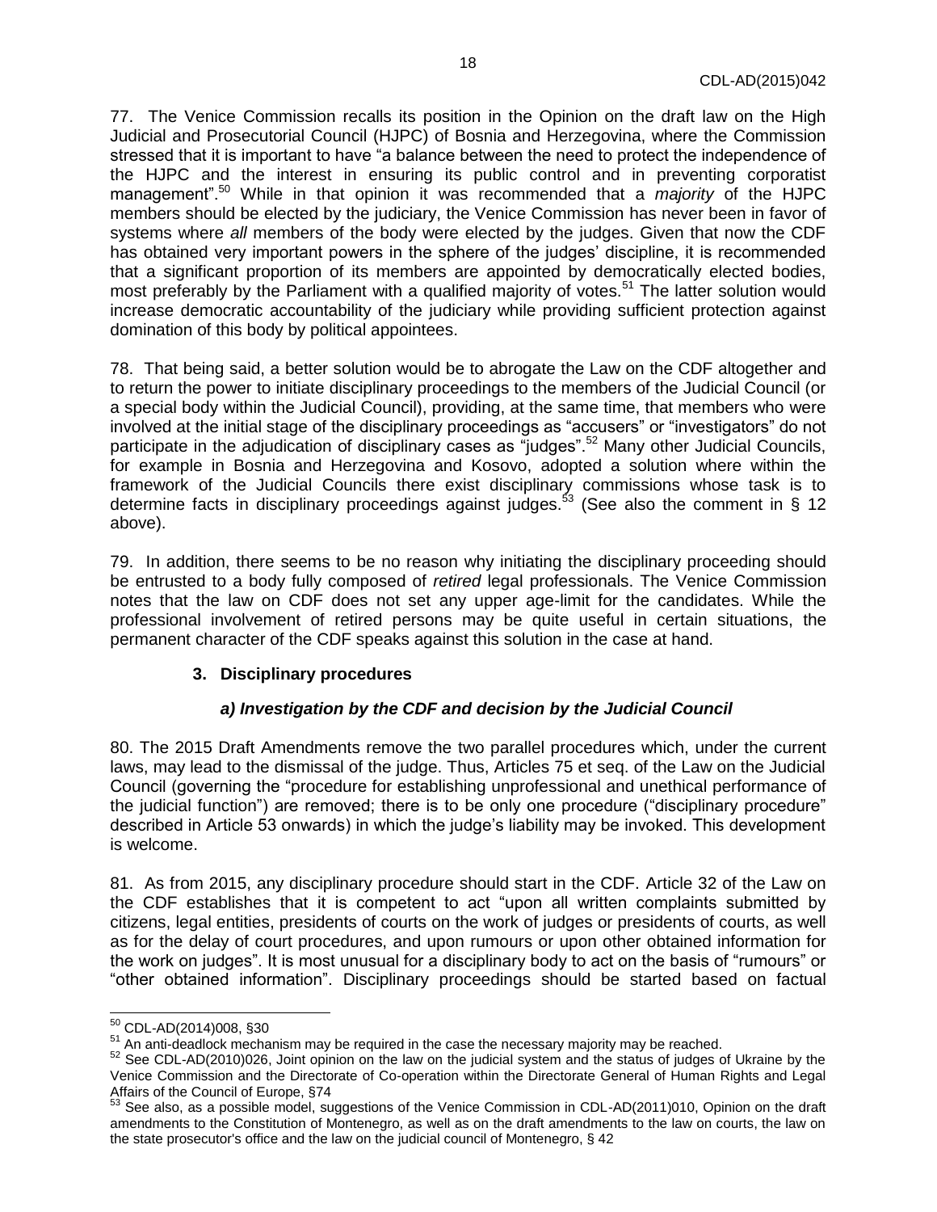77. The Venice Commission recalls its position in the Opinion on the draft law on the High Judicial and Prosecutorial Council (HJPC) of Bosnia and Herzegovina, where the Commission stressed that it is important to have "a balance between the need to protect the independence of the HJPC and the interest in ensuring its public control and in preventing corporatist management".[50] While in that opinion it was recommended that a *majority* of the HJPC members should be elected by the judiciary, the Venice Commission has never been in favor of systems where *all* members of the body were elected by the judges. Given that now the CDF has obtained very important powers in the sphere of the judges' discipline, it is recommended that a significant proportion of its members are appointed by democratically elected bodies, most preferably by the Parliament with a qualified majority of votes.[51] The latter solution would increase democratic accountability of the judiciary while providing sufficient protection against domination of this body by political appointees.

78. That being said, a better solution would be to abrogate the Law on the CDF altogether and to return the power to initiate disciplinary proceedings to the members of the Judicial Council (or a special body within the Judicial Council), providing, at the same time, that members who were involved at the initial stage of the disciplinary proceedings as "accusers" or "investigators" do not participate in the adjudication of disciplinary cases as "judges".[52] Many other Judicial Councils, for example in Bosnia and Herzegovina and Kosovo, adopted a solution where within the framework of the Judicial Councils there exist disciplinary commissions whose task is to determine facts in disciplinary proceedings against judges.[53] (See also the comment in § 12 above).

79. In addition, there seems to be no reason why initiating the disciplinary proceeding should be entrusted to a body fully composed of *retired* legal professionals. The Venice Commission notes that the law on CDF does not set any upper age-limit for the candidates. While the professional involvement of retired persons may be quite useful in certain situations, the permanent character of the CDF speaks against this solution in the case at hand.

### 3. Disciplinary procedures

#### *a) Investigation by the CDF and decision by the Judicial Council*

80. The 2015 Draft Amendments remove the two parallel procedures which, under the current laws, may lead to the dismissal of the judge. Thus, Articles 75 et seq. of the Law on the Judicial Council (governing the "procedure for establishing unprofessional and unethical performance of the judicial function") are removed; there is to be only one procedure ("disciplinary procedure" described in Article 53 onwards) in which the judge's liability may be invoked. This development is welcome.

81. As from 2015, any disciplinary procedure should start in the CDF. Article 32 of the Law on the CDF establishes that it is competent to act "upon all written complaints submitted by citizens, legal entities, presidents of courts on the work of judges or presidents of courts, as well as for the delay of court procedures, and upon rumours or upon other obtained information for the work on judges". It is most unusual for a disciplinary body to act on the basis of "rumours" or "other obtained information". Disciplinary proceedings should be started based on factual

---

[50] CDL-AD(2014)008, §30

[51] An anti-deadlock mechanism may be required in the case the necessary majority may be reached.

[52] See CDL-AD(2010)026, Joint opinion on the law on the judicial system and the status of judges of Ukraine by the Venice Commission and the Directorate of Co-operation within the Directorate General of Human Rights and Legal Affairs of the Council of Europe, §74

[53] See also, as a possible model, suggestions of the Venice Commission in CDL-AD(2011)010, Opinion on the draft amendments to the Constitution of Montenegro, as well as on the draft amendments to the law on courts, the law on the state prosecutor's office and the law on the judicial council of Montenegro, § 42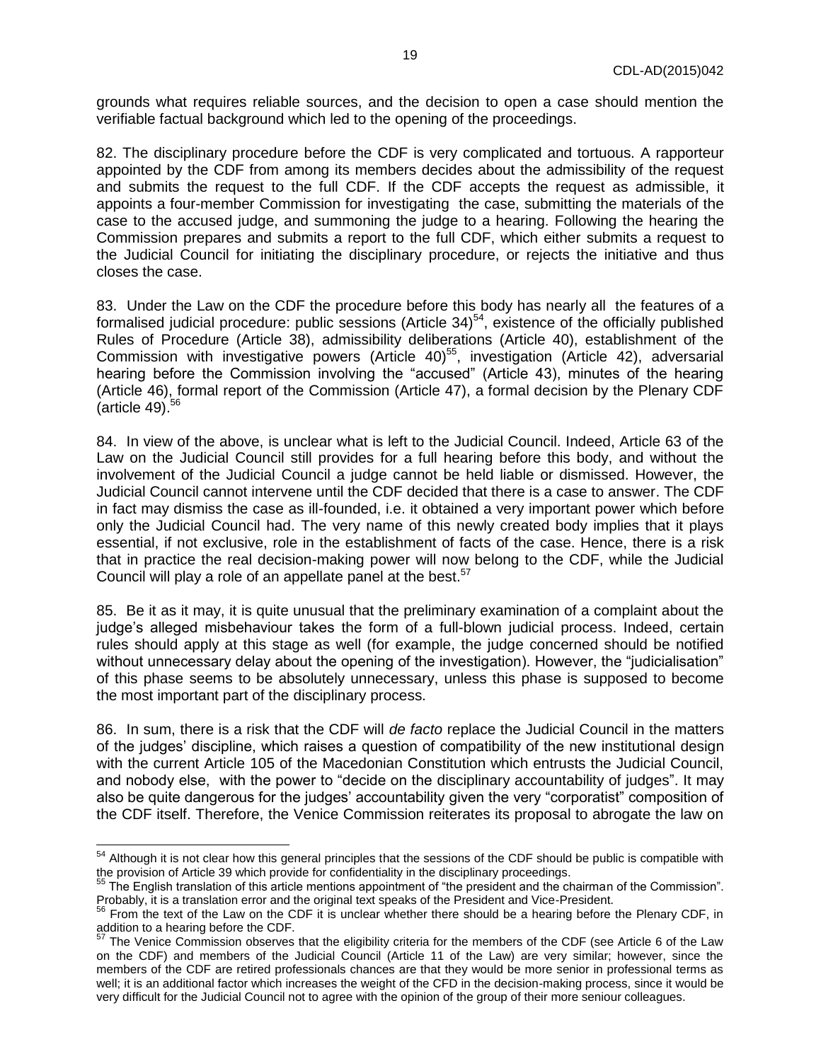grounds what requires reliable sources, and the decision to open a case should mention the verifiable factual background which led to the opening of the proceedings.

82. The disciplinary procedure before the CDF is very complicated and tortuous. A rapporteur appointed by the CDF from among its members decides about the admissibility of the request and submits the request to the full CDF. If the CDF accepts the request as admissible, it appoints a four-member Commission for investigating the case, submitting the materials of the case to the accused judge, and summoning the judge to a hearing. Following the hearing the Commission prepares and submits a report to the full CDF, which either submits a request to the Judicial Council for initiating the disciplinary procedure, or rejects the initiative and thus closes the case.

83. Under the Law on the CDF the procedure before this body has nearly all the features of a formalised judicial procedure: public sessions (Article 34)[54], existence of the officially published Rules of Procedure (Article 38), admissibility deliberations (Article 40), establishment of the Commission with investigative powers (Article 40)[55], investigation (Article 42), adversarial hearing before the Commission involving the "accused" (Article 43), minutes of the hearing (Article 46), formal report of the Commission (Article 47), a formal decision by the Plenary CDF (article 49).[56]

84. In view of the above, is unclear what is left to the Judicial Council. Indeed, Article 63 of the Law on the Judicial Council still provides for a full hearing before this body, and without the involvement of the Judicial Council a judge cannot be held liable or dismissed. However, the Judicial Council cannot intervene until the CDF decided that there is a case to answer. The CDF in fact may dismiss the case as ill-founded, i.e. it obtained a very important power which before only the Judicial Council had. The very name of this newly created body implies that it plays essential, if not exclusive, role in the establishment of facts of the case. Hence, there is a risk that in practice the real decision-making power will now belong to the CDF, while the Judicial Council will play a role of an appellate panel at the best.[57]

85. Be it as it may, it is quite unusual that the preliminary examination of a complaint about the judge's alleged misbehaviour takes the form of a full-blown judicial process. Indeed, certain rules should apply at this stage as well (for example, the judge concerned should be notified without unnecessary delay about the opening of the investigation). However, the "judicialisation" of this phase seems to be absolutely unnecessary, unless this phase is supposed to become the most important part of the disciplinary process.

86. In sum, there is a risk that the CDF will *de facto* replace the Judicial Council in the matters of the judges' discipline, which raises a question of compatibility of the new institutional design with the current Article 105 of the Macedonian Constitution which entrusts the Judicial Council, and nobody else, with the power to "decide on the disciplinary accountability of judges". It may also be quite dangerous for the judges' accountability given the very "corporatist" composition of the CDF itself. Therefore, the Venice Commission reiterates its proposal to abrogate the law on

---

[54] Although it is not clear how this general principles that the sessions of the CDF should be public is compatible with the provision of Article 39 which provide for confidentiality in the disciplinary proceedings.

[55] The English translation of this article mentions appointment of "the president and the chairman of the Commission". Probably, it is a translation error and the original text speaks of the President and Vice-President.

[56] From the text of the Law on the CDF it is unclear whether there should be a hearing before the Plenary CDF, in addition to a hearing before the CDF.

[57] The Venice Commission observes that the eligibility criteria for the members of the CDF (see Article 6 of the Law on the CDF) and members of the Judicial Council (Article 11 of the Law) are very similar; however, since the members of the CDF are retired professionals chances are that they would be more senior in professional terms as well; it is an additional factor which increases the weight of the CFD in the decision-making process, since it would be very difficult for the Judicial Council not to agree with the opinion of the group of their more seniour colleagues.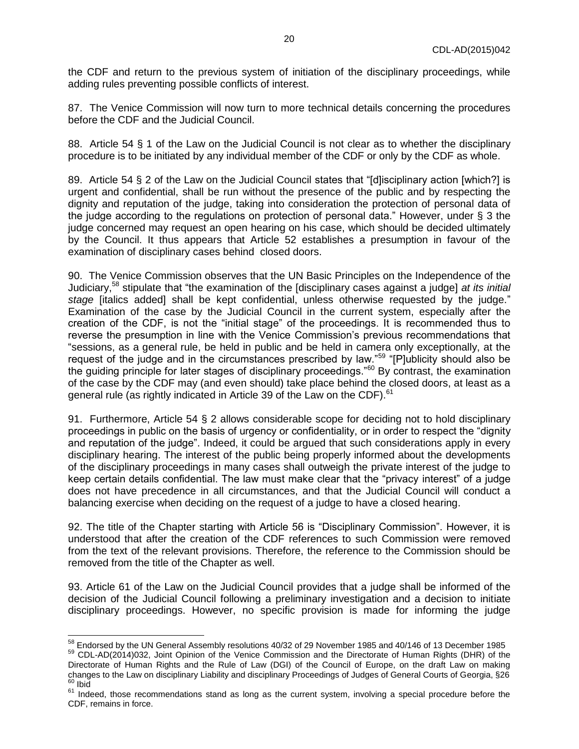the CDF and return to the previous system of initiation of the disciplinary proceedings, while adding rules preventing possible conflicts of interest.

87. The Venice Commission will now turn to more technical details concerning the procedures before the CDF and the Judicial Council.

88. Article 54 § 1 of the Law on the Judicial Council is not clear as to whether the disciplinary procedure is to be initiated by any individual member of the CDF or only by the CDF as whole.

89. Article 54 § 2 of the Law on the Judicial Council states that "[d]isciplinary action [which?] is urgent and confidential, shall be run without the presence of the public and by respecting the dignity and reputation of the judge, taking into consideration the protection of personal data of the judge according to the regulations on protection of personal data." However, under § 3 the judge concerned may request an open hearing on his case, which should be decided ultimately by the Council. It thus appears that Article 52 establishes a presumption in favour of the examination of disciplinary cases behind closed doors.

90. The Venice Commission observes that the UN Basic Principles on the Independence of the Judiciary,[58] stipulate that "the examination of the [disciplinary cases against a judge] *at its initial stage* [italics added] shall be kept confidential, unless otherwise requested by the judge." Examination of the case by the Judicial Council in the current system, especially after the creation of the CDF, is not the "initial stage" of the proceedings. It is recommended thus to reverse the presumption in line with the Venice Commission's previous recommendations that "sessions, as a general rule, be held in public and be held in camera only exceptionally, at the request of the judge and in the circumstances prescribed by law."[59] "[P]ublicity should also be the guiding principle for later stages of disciplinary proceedings."[60] By contrast, the examination of the case by the CDF may (and even should) take place behind the closed doors, at least as a general rule (as rightly indicated in Article 39 of the Law on the CDF).[61]

91. Furthermore, Article 54 § 2 allows considerable scope for deciding not to hold disciplinary proceedings in public on the basis of urgency or confidentiality, or in order to respect the "dignity and reputation of the judge". Indeed, it could be argued that such considerations apply in every disciplinary hearing. The interest of the public being properly informed about the developments of the disciplinary proceedings in many cases shall outweigh the private interest of the judge to keep certain details confidential. The law must make clear that the "privacy interest" of a judge does not have precedence in all circumstances, and that the Judicial Council will conduct a balancing exercise when deciding on the request of a judge to have a closed hearing.

92. The title of the Chapter starting with Article 56 is "Disciplinary Commission". However, it is understood that after the creation of the CDF references to such Commission were removed from the text of the relevant provisions. Therefore, the reference to the Commission should be removed from the title of the Chapter as well.

93. Article 61 of the Law on the Judicial Council provides that a judge shall be informed of the decision of the Judicial Council following a preliminary investigation and a decision to initiate disciplinary proceedings. However, no specific provision is made for informing the judge

---

[58] Endorsed by the UN General Assembly resolutions 40/32 of 29 November 1985 and 40/146 of 13 December 1985

[59] CDL-AD(2014)032, Joint Opinion of the Venice Commission and the Directorate of Human Rights (DHR) of the Directorate of Human Rights and the Rule of Law (DGI) of the Council of Europe, on the draft Law on making changes to the Law on disciplinary Liability and disciplinary Proceedings of Judges of General Courts of Georgia, §26

[60] Ibid

[61] Indeed, those recommendations stand as long as the current system, involving a special procedure before the CDF, remains in force.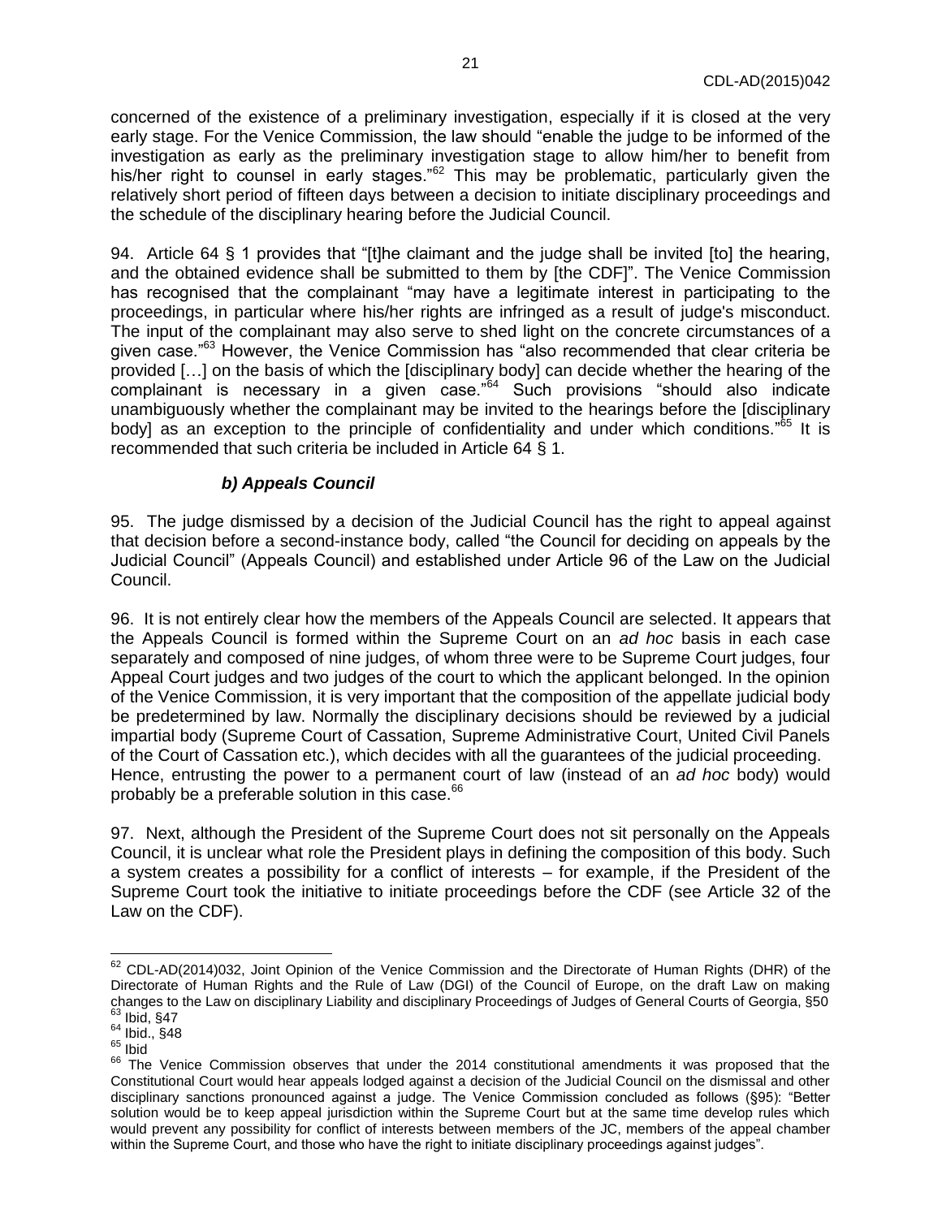concerned of the existence of a preliminary investigation, especially if it is closed at the very early stage. For the Venice Commission, the law should "enable the judge to be informed of the investigation as early as the preliminary investigation stage to allow him/her to benefit from his/her right to counsel in early stages."[62] This may be problematic, particularly given the relatively short period of fifteen days between a decision to initiate disciplinary proceedings and the schedule of the disciplinary hearing before the Judicial Council.

94. Article 64 § 1 provides that "[t]he claimant and the judge shall be invited [to] the hearing, and the obtained evidence shall be submitted to them by [the CDF]". The Venice Commission has recognised that the complainant "may have a legitimate interest in participating to the proceedings, in particular where his/her rights are infringed as a result of judge's misconduct. The input of the complainant may also serve to shed light on the concrete circumstances of a given case."[63] However, the Venice Commission has "also recommended that clear criteria be provided […] on the basis of which the [disciplinary body] can decide whether the hearing of the complainant is necessary in a given case."[64] Such provisions "should also indicate unambiguously whether the complainant may be invited to the hearings before the [disciplinary body] as an exception to the principle of confidentiality and under which conditions."[65] It is recommended that such criteria be included in Article 64 § 1.

### *b) Appeals Council*

95. The judge dismissed by a decision of the Judicial Council has the right to appeal against that decision before a second-instance body, called "the Council for deciding on appeals by the Judicial Council" (Appeals Council) and established under Article 96 of the Law on the Judicial Council.

96. It is not entirely clear how the members of the Appeals Council are selected. It appears that the Appeals Council is formed within the Supreme Court on an *ad hoc* basis in each case separately and composed of nine judges, of whom three were to be Supreme Court judges, four Appeal Court judges and two judges of the court to which the applicant belonged. In the opinion of the Venice Commission, it is very important that the composition of the appellate judicial body be predetermined by law. Normally the disciplinary decisions should be reviewed by a judicial impartial body (Supreme Court of Cassation, Supreme Administrative Court, United Civil Panels of the Court of Cassation etc.), which decides with all the guarantees of the judicial proceeding. Hence, entrusting the power to a permanent court of law (instead of an *ad hoc* body) would probably be a preferable solution in this case.[66]

97. Next, although the President of the Supreme Court does not sit personally on the Appeals Council, it is unclear what role the President plays in defining the composition of this body. Such a system creates a possibility for a conflict of interests – for example, if the President of the Supreme Court took the initiative to initiate proceedings before the CDF (see Article 32 of the Law on the CDF).

---

[62] CDL-AD(2014)032, Joint Opinion of the Venice Commission and the Directorate of Human Rights (DHR) of the Directorate of Human Rights and the Rule of Law (DGI) of the Council of Europe, on the draft Law on making changes to the Law on disciplinary Liability and disciplinary Proceedings of Judges of General Courts of Georgia, §50

[63] Ibid, §47

[64] Ibid., §48

[65] Ibid

[66] The Venice Commission observes that under the 2014 constitutional amendments it was proposed that the Constitutional Court would hear appeals lodged against a decision of the Judicial Council on the dismissal and other disciplinary sanctions pronounced against a judge. The Venice Commission concluded as follows (§95): "Better solution would be to keep appeal jurisdiction within the Supreme Court but at the same time develop rules which would prevent any possibility for conflict of interests between members of the JC, members of the appeal chamber within the Supreme Court, and those who have the right to initiate disciplinary proceedings against judges".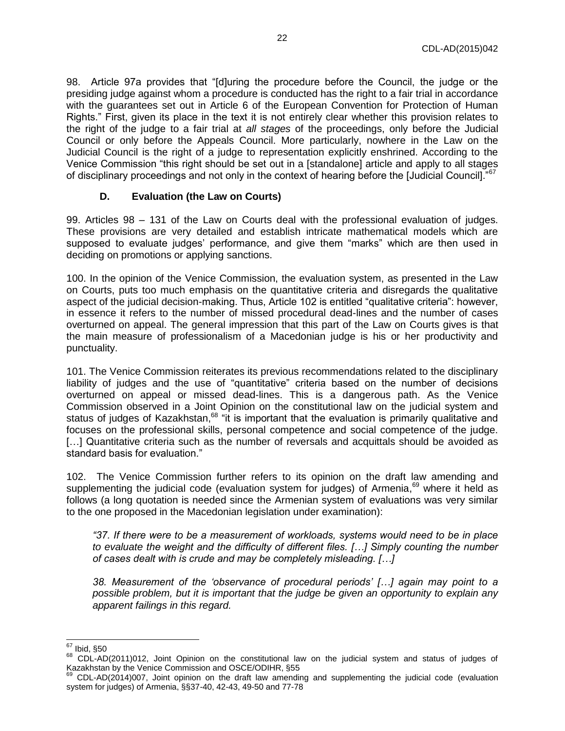98. Article 97a provides that "[d]uring the procedure before the Council, the judge or the presiding judge against whom a procedure is conducted has the right to a fair trial in accordance with the guarantees set out in Article 6 of the European Convention for Protection of Human Rights." First, given its place in the text it is not entirely clear whether this provision relates to the right of the judge to a fair trial at *all stages* of the proceedings, only before the Judicial Council or only before the Appeals Council. More particularly, nowhere in the Law on the Judicial Council is the right of a judge to representation explicitly enshrined. According to the Venice Commission "this right should be set out in a [standalone] article and apply to all stages of disciplinary proceedings and not only in the context of hearing before the [Judicial Council]."[67]

### D. Evaluation (the Law on Courts)

99. Articles 98 – 131 of the Law on Courts deal with the professional evaluation of judges. These provisions are very detailed and establish intricate mathematical models which are supposed to evaluate judges' performance, and give them "marks" which are then used in deciding on promotions or applying sanctions.

100. In the opinion of the Venice Commission, the evaluation system, as presented in the Law on Courts, puts too much emphasis on the quantitative criteria and disregards the qualitative aspect of the judicial decision-making. Thus, Article 102 is entitled "qualitative criteria": however, in essence it refers to the number of missed procedural dead-lines and the number of cases overturned on appeal. The general impression that this part of the Law on Courts gives is that the main measure of professionalism of a Macedonian judge is his or her productivity and punctuality.

101. The Venice Commission reiterates its previous recommendations related to the disciplinary liability of judges and the use of "quantitative" criteria based on the number of decisions overturned on appeal or missed dead-lines. This is a dangerous path. As the Venice Commission observed in a Joint Opinion on the constitutional law on the judicial system and status of judges of Kazakhstan,[68] "it is important that the evaluation is primarily qualitative and focuses on the professional skills, personal competence and social competence of the judge. [...] Quantitative criteria such as the number of reversals and acquittals should be avoided as standard basis for evaluation."

102. The Venice Commission further refers to its opinion on the draft law amending and supplementing the judicial code (evaluation system for judges) of Armenia,[69] where it held as follows (a long quotation is needed since the Armenian system of evaluations was very similar to the one proposed in the Macedonian legislation under examination):

> *"37. If there were to be a measurement of workloads, systems would need to be in place to evaluate the weight and the difficulty of different files. [...] Simply counting the number of cases dealt with is crude and may be completely misleading. [...]*
>
> *38. Measurement of the 'observance of procedural periods' [...] again may point to a possible problem, but it is important that the judge be given an opportunity to explain any apparent failings in this regard.*

---

[67] Ibid, §50

[68] CDL-AD(2011)012, Joint Opinion on the constitutional law on the judicial system and status of judges of Kazakhstan by the Venice Commission and OSCE/ODIHR, §55

[69] CDL-AD(2014)007, Joint opinion on the draft law amending and supplementing the judicial code (evaluation system for judges) of Armenia, §§37-40, 42-43, 49-50 and 77-78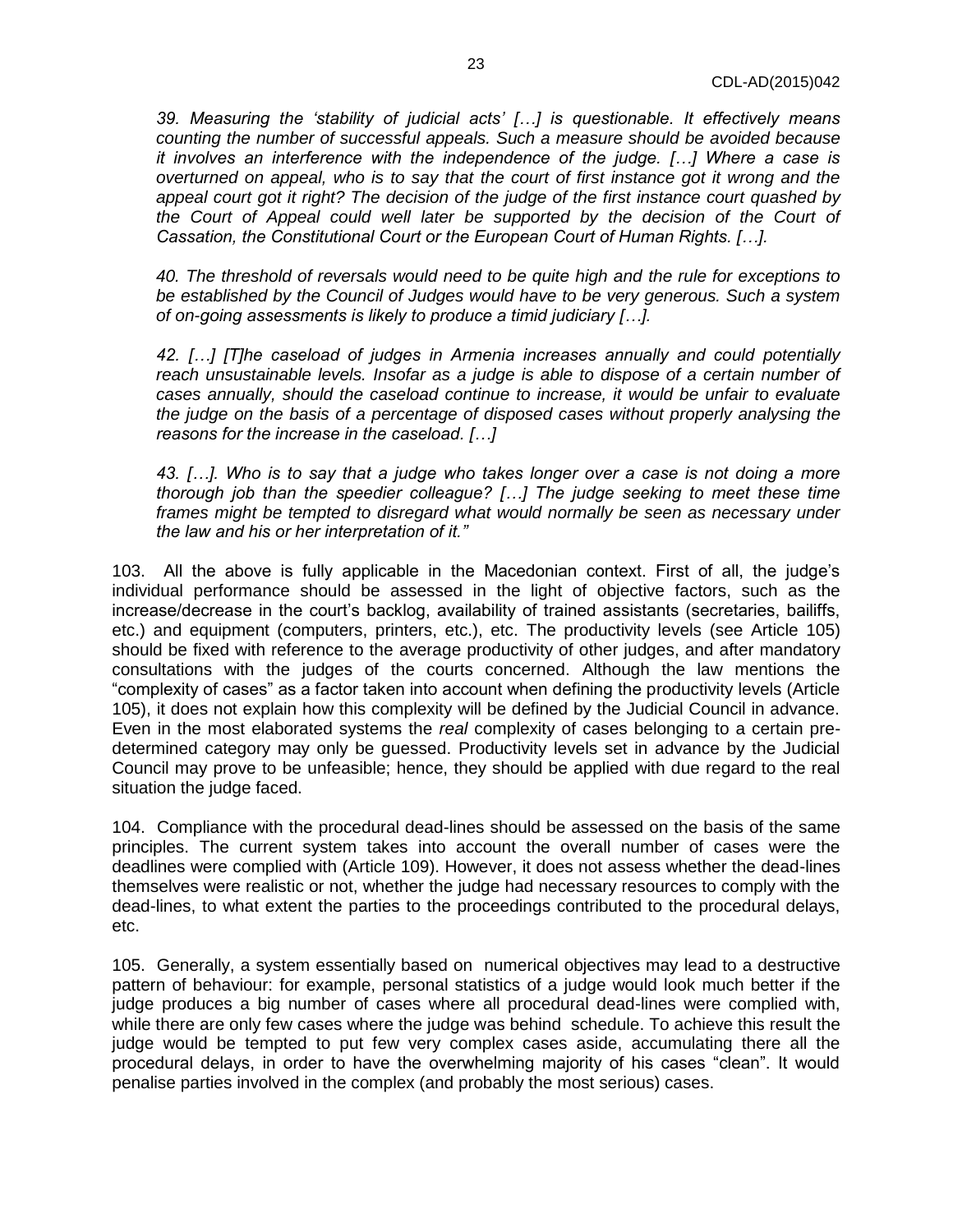*39. Measuring the 'stability of judicial acts' […] is questionable. It effectively means counting the number of successful appeals. Such a measure should be avoided because it involves an interference with the independence of the judge. […] Where a case is overturned on appeal, who is to say that the court of first instance got it wrong and the appeal court got it right? The decision of the judge of the first instance court quashed by the Court of Appeal could well later be supported by the decision of the Court of Cassation, the Constitutional Court or the European Court of Human Rights. […].*

*40. The threshold of reversals would need to be quite high and the rule for exceptions to be established by the Council of Judges would have to be very generous. Such a system of on-going assessments is likely to produce a timid judiciary […].*

*42. […] [T]he caseload of judges in Armenia increases annually and could potentially reach unsustainable levels. Insofar as a judge is able to dispose of a certain number of cases annually, should the caseload continue to increase, it would be unfair to evaluate the judge on the basis of a percentage of disposed cases without properly analysing the reasons for the increase in the caseload. […]*

*43. […]. Who is to say that a judge who takes longer over a case is not doing a more thorough job than the speedier colleague? […] The judge seeking to meet these time frames might be tempted to disregard what would normally be seen as necessary under the law and his or her interpretation of it."*

103. All the above is fully applicable in the Macedonian context. First of all, the judge's individual performance should be assessed in the light of objective factors, such as the increase/decrease in the court's backlog, availability of trained assistants (secretaries, bailiffs, etc.) and equipment (computers, printers, etc.), etc. The productivity levels (see Article 105) should be fixed with reference to the average productivity of other judges, and after mandatory consultations with the judges of the courts concerned. Although the law mentions the "complexity of cases" as a factor taken into account when defining the productivity levels (Article 105), it does not explain how this complexity will be defined by the Judicial Council in advance. Even in the most elaborated systems the *real* complexity of cases belonging to a certain pre-determined category may only be guessed. Productivity levels set in advance by the Judicial Council may prove to be unfeasible; hence, they should be applied with due regard to the real situation the judge faced.

104. Compliance with the procedural dead-lines should be assessed on the basis of the same principles. The current system takes into account the overall number of cases were the deadlines were complied with (Article 109). However, it does not assess whether the dead-lines themselves were realistic or not, whether the judge had necessary resources to comply with the dead-lines, to what extent the parties to the proceedings contributed to the procedural delays, etc.

105. Generally, a system essentially based on numerical objectives may lead to a destructive pattern of behaviour: for example, personal statistics of a judge would look much better if the judge produces a big number of cases where all procedural dead-lines were complied with, while there are only few cases where the judge was behind schedule. To achieve this result the judge would be tempted to put few very complex cases aside, accumulating there all the procedural delays, in order to have the overwhelming majority of his cases "clean". It would penalise parties involved in the complex (and probably the most serious) cases.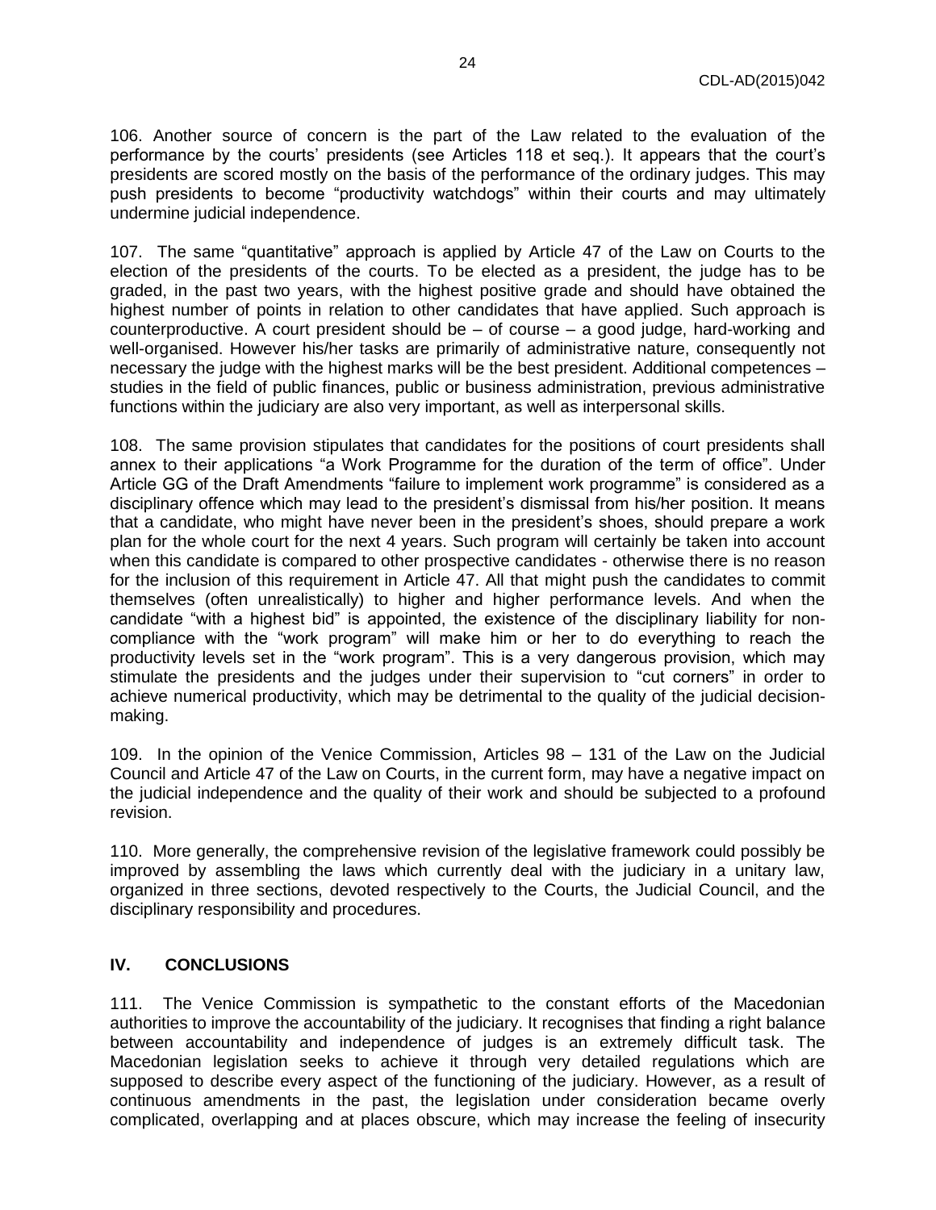106. Another source of concern is the part of the Law related to the evaluation of the performance by the courts' presidents (see Articles 118 et seq.). It appears that the court's presidents are scored mostly on the basis of the performance of the ordinary judges. This may push presidents to become "productivity watchdogs" within their courts and may ultimately undermine judicial independence.

107. The same "quantitative" approach is applied by Article 47 of the Law on Courts to the election of the presidents of the courts. To be elected as a president, the judge has to be graded, in the past two years, with the highest positive grade and should have obtained the highest number of points in relation to other candidates that have applied. Such approach is counterproductive. A court president should be – of course – a good judge, hard-working and well-organised. However his/her tasks are primarily of administrative nature, consequently not necessary the judge with the highest marks will be the best president. Additional competences – studies in the field of public finances, public or business administration, previous administrative functions within the judiciary are also very important, as well as interpersonal skills.

108. The same provision stipulates that candidates for the positions of court presidents shall annex to their applications "a Work Programme for the duration of the term of office". Under Article GG of the Draft Amendments "failure to implement work programme" is considered as a disciplinary offence which may lead to the president's dismissal from his/her position. It means that a candidate, who might have never been in the president's shoes, should prepare a work plan for the whole court for the next 4 years. Such program will certainly be taken into account when this candidate is compared to other prospective candidates - otherwise there is no reason for the inclusion of this requirement in Article 47. All that might push the candidates to commit themselves (often unrealistically) to higher and higher performance levels. And when the candidate "with a highest bid" is appointed, the existence of the disciplinary liability for non-compliance with the "work program" will make him or her to do everything to reach the productivity levels set in the "work program". This is a very dangerous provision, which may stimulate the presidents and the judges under their supervision to "cut corners" in order to achieve numerical productivity, which may be detrimental to the quality of the judicial decision-making.

109. In the opinion of the Venice Commission, Articles 98 – 131 of the Law on the Judicial Council and Article 47 of the Law on Courts, in the current form, may have a negative impact on the judicial independence and the quality of their work and should be subjected to a profound revision.

110. More generally, the comprehensive revision of the legislative framework could possibly be improved by assembling the laws which currently deal with the judiciary in a unitary law, organized in three sections, devoted respectively to the Courts, the Judicial Council, and the disciplinary responsibility and procedures.

## IV. CONCLUSIONS

111. The Venice Commission is sympathetic to the constant efforts of the Macedonian authorities to improve the accountability of the judiciary. It recognises that finding a right balance between accountability and independence of judges is an extremely difficult task. The Macedonian legislation seeks to achieve it through very detailed regulations which are supposed to describe every aspect of the functioning of the judiciary. However, as a result of continuous amendments in the past, the legislation under consideration became overly complicated, overlapping and at places obscure, which may increase the feeling of insecurity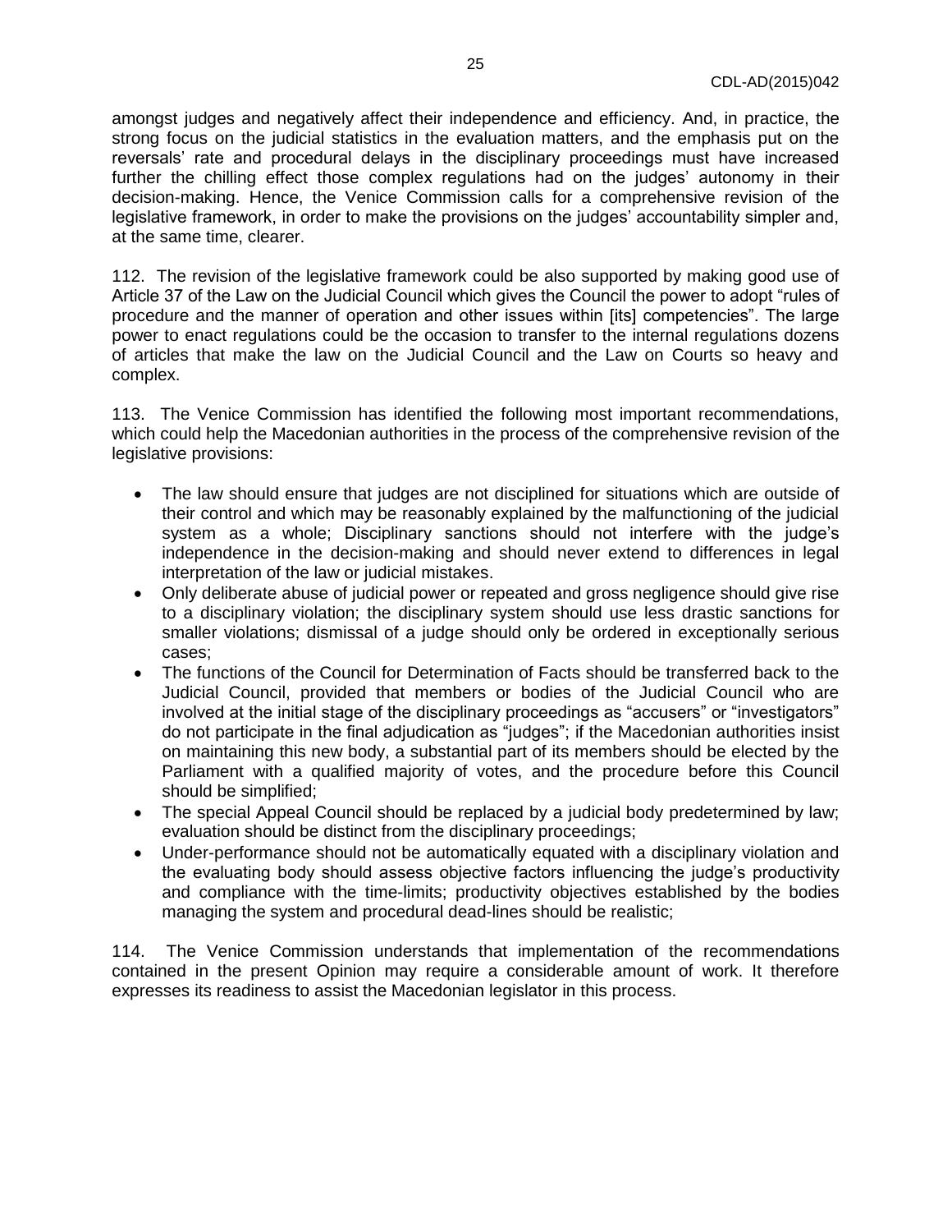amongst judges and negatively affect their independence and efficiency. And, in practice, the strong focus on the judicial statistics in the evaluation matters, and the emphasis put on the reversals' rate and procedural delays in the disciplinary proceedings must have increased further the chilling effect those complex regulations had on the judges' autonomy in their decision-making. Hence, the Venice Commission calls for a comprehensive revision of the legislative framework, in order to make the provisions on the judges' accountability simpler and, at the same time, clearer.

112. The revision of the legislative framework could be also supported by making good use of Article 37 of the Law on the Judicial Council which gives the Council the power to adopt "rules of procedure and the manner of operation and other issues within [its] competencies". The large power to enact regulations could be the occasion to transfer to the internal regulations dozens of articles that make the law on the Judicial Council and the Law on Courts so heavy and complex.

113. The Venice Commission has identified the following most important recommendations, which could help the Macedonian authorities in the process of the comprehensive revision of the legislative provisions:

- The law should ensure that judges are not disciplined for situations which are outside of their control and which may be reasonably explained by the malfunctioning of the judicial system as a whole; Disciplinary sanctions should not interfere with the judge's independence in the decision-making and should never extend to differences in legal interpretation of the law or judicial mistakes.
- Only deliberate abuse of judicial power or repeated and gross negligence should give rise to a disciplinary violation; the disciplinary system should use less drastic sanctions for smaller violations; dismissal of a judge should only be ordered in exceptionally serious cases;
- The functions of the Council for Determination of Facts should be transferred back to the Judicial Council, provided that members or bodies of the Judicial Council who are involved at the initial stage of the disciplinary proceedings as "accusers" or "investigators" do not participate in the final adjudication as "judges"; if the Macedonian authorities insist on maintaining this new body, a substantial part of its members should be elected by the Parliament with a qualified majority of votes, and the procedure before this Council should be simplified;
- The special Appeal Council should be replaced by a judicial body predetermined by law; evaluation should be distinct from the disciplinary proceedings;
- Under-performance should not be automatically equated with a disciplinary violation and the evaluating body should assess objective factors influencing the judge's productivity and compliance with the time-limits; productivity objectives established by the bodies managing the system and procedural dead-lines should be realistic;

114. The Venice Commission understands that implementation of the recommendations contained in the present Opinion may require a considerable amount of work. It therefore expresses its readiness to assist the Macedonian legislator in this process.